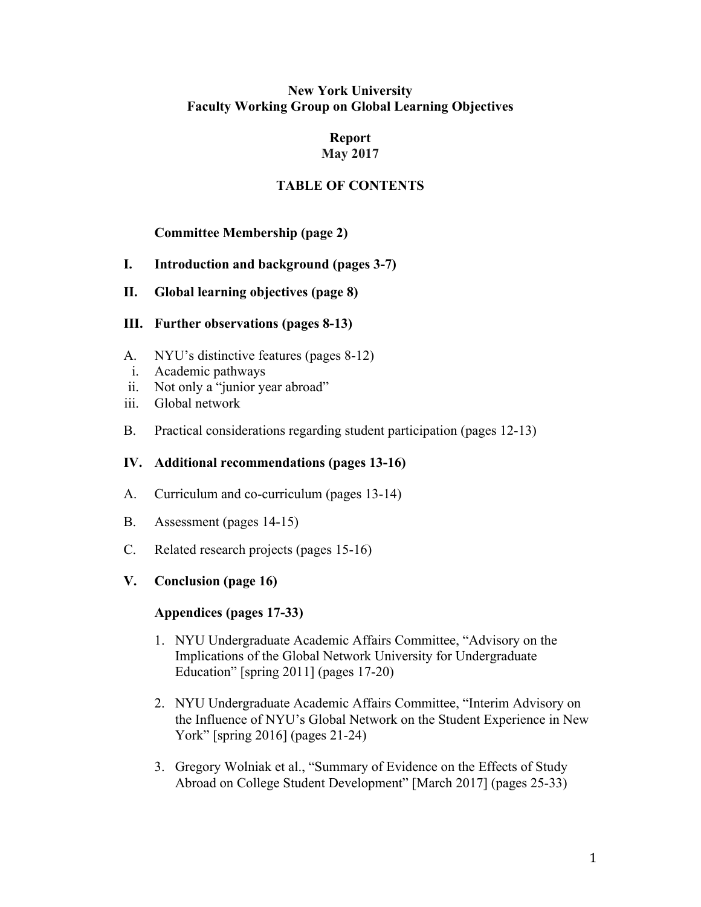**New York University**
**Faculty Working Group on Global Learning Objectives**

**Report**
**May 2017**

## TABLE OF CONTENTS

**Committee Membership (page 2)**

**I. Introduction and background (pages 3-7)**

**II. Global learning objectives (page 8)**

**III. Further observations (pages 8-13)**

A. NYU's distinctive features (pages 8-12)
 i. Academic pathways
 ii. Not only a "junior year abroad"
 iii. Global network

B. Practical considerations regarding student participation (pages 12-13)

**IV. Additional recommendations (pages 13-16)**

A. Curriculum and co-curriculum (pages 13-14)

B. Assessment (pages 14-15)

C. Related research projects (pages 15-16)

**V. Conclusion (page 16)**

**Appendices (pages 17-33)**

1. NYU Undergraduate Academic Affairs Committee, "Advisory on the Implications of the Global Network University for Undergraduate Education" [spring 2011] (pages 17-20)

2. NYU Undergraduate Academic Affairs Committee, "Interim Advisory on the Influence of NYU's Global Network on the Student Experience in New York" [spring 2016] (pages 21-24)

3. Gregory Wolniak et al., "Summary of Evidence on the Effects of Study Abroad on College Student Development" [March 2017] (pages 25-33)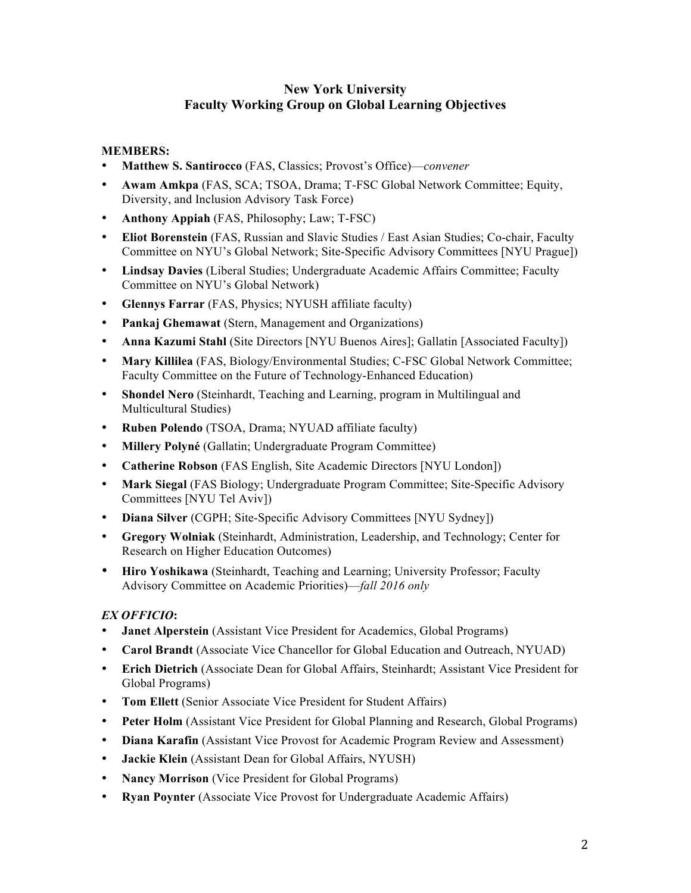# New York University
## Faculty Working Group on Global Learning Objectives

**MEMBERS:**

- **Matthew S. Santirocco** (FAS, Classics; Provost's Office)—*convener*
- **Awam Amkpa** (FAS, SCA; TSOA, Drama; T-FSC Global Network Committee; Equity, Diversity, and Inclusion Advisory Task Force)
- **Anthony Appiah** (FAS, Philosophy; Law; T-FSC)
- **Eliot Borenstein** (FAS, Russian and Slavic Studies / East Asian Studies; Co-chair, Faculty Committee on NYU's Global Network; Site-Specific Advisory Committees [NYU Prague])
- **Lindsay Davies** (Liberal Studies; Undergraduate Academic Affairs Committee; Faculty Committee on NYU's Global Network)
- **Glennys Farrar** (FAS, Physics; NYUSH affiliate faculty)
- **Pankaj Ghemawat** (Stern, Management and Organizations)
- **Anna Kazumi Stahl** (Site Directors [NYU Buenos Aires]; Gallatin [Associated Faculty])
- **Mary Killilea** (FAS, Biology/Environmental Studies; C-FSC Global Network Committee; Faculty Committee on the Future of Technology-Enhanced Education)
- **Shondel Nero** (Steinhardt, Teaching and Learning, program in Multilingual and Multicultural Studies)
- **Ruben Polendo** (TSOA, Drama; NYUAD affiliate faculty)
- **Millery Polyné** (Gallatin; Undergraduate Program Committee)
- **Catherine Robson** (FAS English, Site Academic Directors [NYU London])
- **Mark Siegal** (FAS Biology; Undergraduate Program Committee; Site-Specific Advisory Committees [NYU Tel Aviv])
- **Diana Silver** (CGPH; Site-Specific Advisory Committees [NYU Sydney])
- **Gregory Wolniak** (Steinhardt, Administration, Leadership, and Technology; Center for Research on Higher Education Outcomes)
- **Hiro Yoshikawa** (Steinhardt, Teaching and Learning; University Professor; Faculty Advisory Committee on Academic Priorities)—*fall 2016 only*

***EX OFFICIO*:**

- **Janet Alperstein** (Assistant Vice President for Academics, Global Programs)
- **Carol Brandt** (Associate Vice Chancellor for Global Education and Outreach, NYUAD)
- **Erich Dietrich** (Associate Dean for Global Affairs, Steinhardt; Assistant Vice President for Global Programs)
- **Tom Ellett** (Senior Associate Vice President for Student Affairs)
- **Peter Holm** (Assistant Vice President for Global Planning and Research, Global Programs)
- **Diana Karafin** (Assistant Vice Provost for Academic Program Review and Assessment)
- **Jackie Klein** (Assistant Dean for Global Affairs, NYUSH)
- **Nancy Morrison** (Vice President for Global Programs)
- **Ryan Poynter** (Associate Vice Provost for Undergraduate Academic Affairs)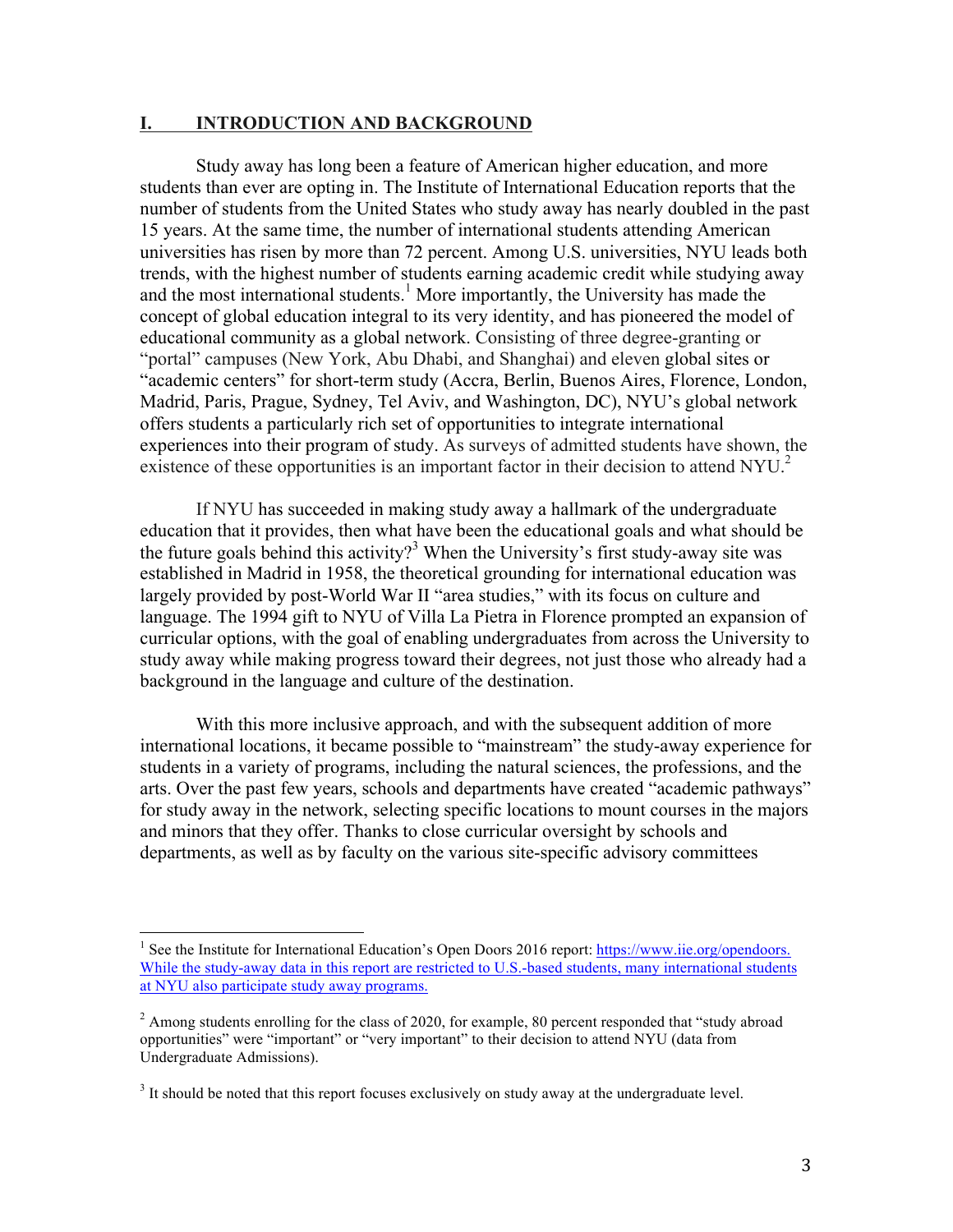## I. INTRODUCTION AND BACKGROUND

Study away has long been a feature of American higher education, and more students than ever are opting in. The Institute of International Education reports that the number of students from the United States who study away has nearly doubled in the past 15 years. At the same time, the number of international students attending American universities has risen by more than 72 percent. Among U.S. universities, NYU leads both trends, with the highest number of students earning academic credit while studying away and the most international students.[1] More importantly, the University has made the concept of global education integral to its very identity, and has pioneered the model of educational community as a global network. Consisting of three degree-granting or "portal" campuses (New York, Abu Dhabi, and Shanghai) and eleven global sites or "academic centers" for short-term study (Accra, Berlin, Buenos Aires, Florence, London, Madrid, Paris, Prague, Sydney, Tel Aviv, and Washington, DC), NYU's global network offers students a particularly rich set of opportunities to integrate international experiences into their program of study. As surveys of admitted students have shown, the existence of these opportunities is an important factor in their decision to attend NYU.[2]

If NYU has succeeded in making study away a hallmark of the undergraduate education that it provides, then what have been the educational goals and what should be the future goals behind this activity?[3] When the University's first study-away site was established in Madrid in 1958, the theoretical grounding for international education was largely provided by post-World War II "area studies," with its focus on culture and language. The 1994 gift to NYU of Villa La Pietra in Florence prompted an expansion of curricular options, with the goal of enabling undergraduates from across the University to study away while making progress toward their degrees, not just those who already had a background in the language and culture of the destination.

With this more inclusive approach, and with the subsequent addition of more international locations, it became possible to "mainstream" the study-away experience for students in a variety of programs, including the natural sciences, the professions, and the arts. Over the past few years, schools and departments have created "academic pathways" for study away in the network, selecting specific locations to mount courses in the majors and minors that they offer. Thanks to close curricular oversight by schools and departments, as well as by faculty on the various site-specific advisory committees

---

[1] See the Institute for International Education's Open Doors 2016 report: https://www.iie.org/opendoors. While the study-away data in this report are restricted to U.S.-based students, many international students at NYU also participate study away programs.

[2] Among students enrolling for the class of 2020, for example, 80 percent responded that "study abroad opportunities" were "important" or "very important" to their decision to attend NYU (data from Undergraduate Admissions).

[3] It should be noted that this report focuses exclusively on study away at the undergraduate level.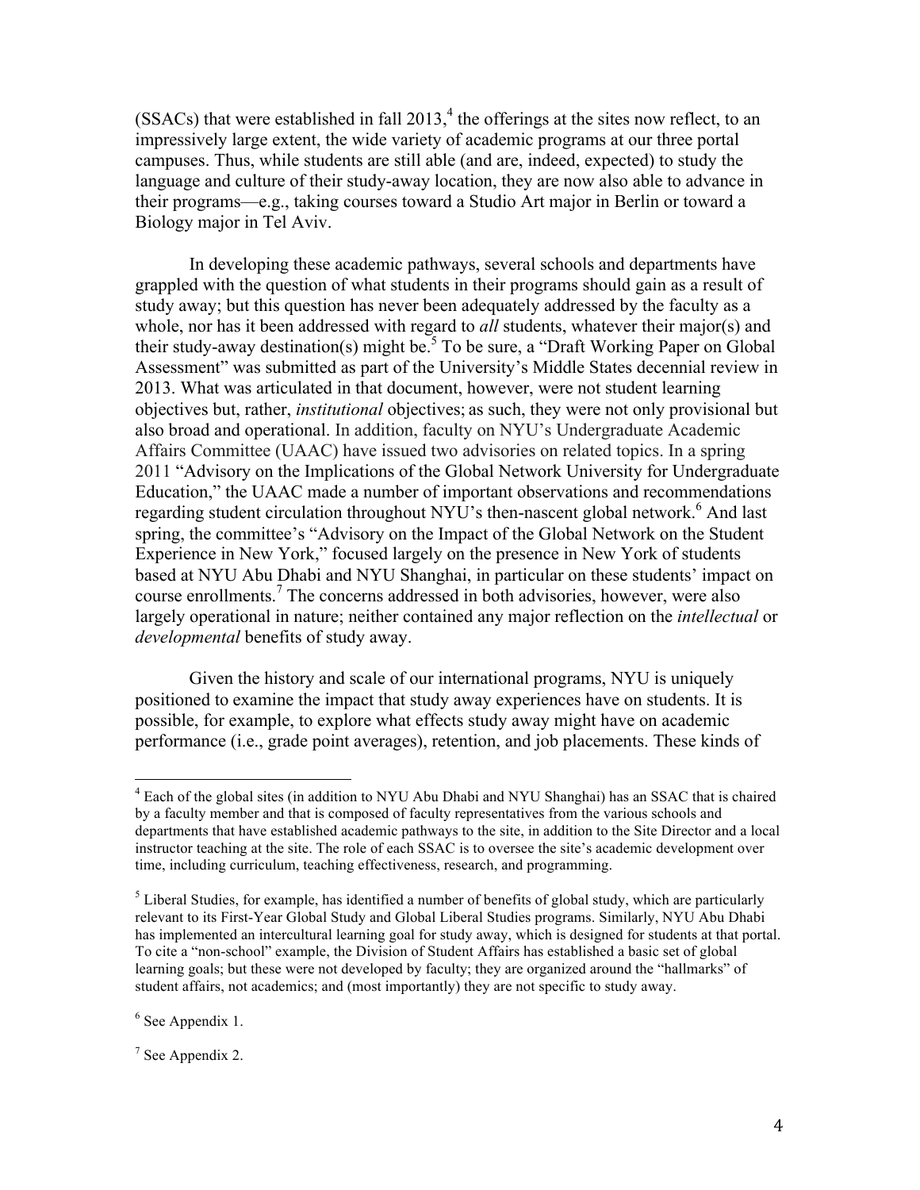(SSACs) that were established in fall 2013,[4] the offerings at the sites now reflect, to an impressively large extent, the wide variety of academic programs at our three portal campuses. Thus, while students are still able (and are, indeed, expected) to study the language and culture of their study-away location, they are now also able to advance in their programs—e.g., taking courses toward a Studio Art major in Berlin or toward a Biology major in Tel Aviv.

In developing these academic pathways, several schools and departments have grappled with the question of what students in their programs should gain as a result of study away; but this question has never been adequately addressed by the faculty as a whole, nor has it been addressed with regard to *all* students, whatever their major(s) and their study-away destination(s) might be.[5] To be sure, a "Draft Working Paper on Global Assessment" was submitted as part of the University's Middle States decennial review in 2013. What was articulated in that document, however, were not student learning objectives but, rather, *institutional* objectives; as such, they were not only provisional but also broad and operational. In addition, faculty on NYU's Undergraduate Academic Affairs Committee (UAAC) have issued two advisories on related topics. In a spring 2011 "Advisory on the Implications of the Global Network University for Undergraduate Education," the UAAC made a number of important observations and recommendations regarding student circulation throughout NYU's then-nascent global network.[6] And last spring, the committee's "Advisory on the Impact of the Global Network on the Student Experience in New York," focused largely on the presence in New York of students based at NYU Abu Dhabi and NYU Shanghai, in particular on these students' impact on course enrollments.[7] The concerns addressed in both advisories, however, were also largely operational in nature; neither contained any major reflection on the *intellectual* or *developmental* benefits of study away.

Given the history and scale of our international programs, NYU is uniquely positioned to examine the impact that study away experiences have on students. It is possible, for example, to explore what effects study away might have on academic performance (i.e., grade point averages), retention, and job placements. These kinds of

---

[4] Each of the global sites (in addition to NYU Abu Dhabi and NYU Shanghai) has an SSAC that is chaired by a faculty member and that is composed of faculty representatives from the various schools and departments that have established academic pathways to the site, in addition to the Site Director and a local instructor teaching at the site. The role of each SSAC is to oversee the site's academic development over time, including curriculum, teaching effectiveness, research, and programming.

[5] Liberal Studies, for example, has identified a number of benefits of global study, which are particularly relevant to its First-Year Global Study and Global Liberal Studies programs. Similarly, NYU Abu Dhabi has implemented an intercultural learning goal for study away, which is designed for students at that portal. To cite a "non-school" example, the Division of Student Affairs has established a basic set of global learning goals; but these were not developed by faculty; they are organized around the "hallmarks" of student affairs, not academics; and (most importantly) they are not specific to study away.

[6] See Appendix 1.

[7] See Appendix 2.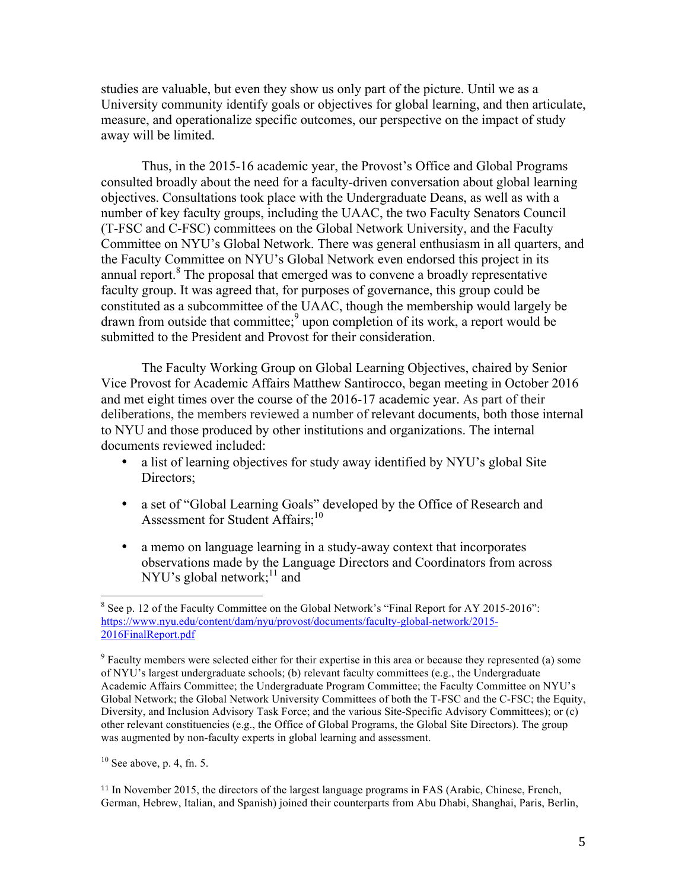studies are valuable, but even they show us only part of the picture. Until we as a University community identify goals or objectives for global learning, and then articulate, measure, and operationalize specific outcomes, our perspective on the impact of study away will be limited.

Thus, in the 2015-16 academic year, the Provost's Office and Global Programs consulted broadly about the need for a faculty-driven conversation about global learning objectives. Consultations took place with the Undergraduate Deans, as well as with a number of key faculty groups, including the UAAC, the two Faculty Senators Council (T-FSC and C-FSC) committees on the Global Network University, and the Faculty Committee on NYU's Global Network. There was general enthusiasm in all quarters, and the Faculty Committee on NYU's Global Network even endorsed this project in its annual report.[8] The proposal that emerged was to convene a broadly representative faculty group. It was agreed that, for purposes of governance, this group could be constituted as a subcommittee of the UAAC, though the membership would largely be drawn from outside that committee;[9] upon completion of its work, a report would be submitted to the President and Provost for their consideration.

The Faculty Working Group on Global Learning Objectives, chaired by Senior Vice Provost for Academic Affairs Matthew Santirocco, began meeting in October 2016 and met eight times over the course of the 2016-17 academic year. As part of their deliberations, the members reviewed a number of relevant documents, both those internal to NYU and those produced by other institutions and organizations. The internal documents reviewed included:

- a list of learning objectives for study away identified by NYU's global Site Directors;
- a set of "Global Learning Goals" developed by the Office of Research and Assessment for Student Affairs;[10]
- a memo on language learning in a study-away context that incorporates observations made by the Language Directors and Coordinators from across NYU's global network;[11] and

---

[8] See p. 12 of the Faculty Committee on the Global Network's "Final Report for AY 2015-2016": https://www.nyu.edu/content/dam/nyu/provost/documents/faculty-global-network/2015-2016FinalReport.pdf

[9] Faculty members were selected either for their expertise in this area or because they represented (a) some of NYU's largest undergraduate schools; (b) relevant faculty committees (e.g., the Undergraduate Academic Affairs Committee; the Undergraduate Program Committee; the Faculty Committee on NYU's Global Network; the Global Network University Committees of both the T-FSC and the C-FSC; the Equity, Diversity, and Inclusion Advisory Task Force; and the various Site-Specific Advisory Committees); or (c) other relevant constituencies (e.g., the Office of Global Programs, the Global Site Directors). The group was augmented by non-faculty experts in global learning and assessment.

[10] See above, p. 4, fn. 5.

[11] In November 2015, the directors of the largest language programs in FAS (Arabic, Chinese, French, German, Hebrew, Italian, and Spanish) joined their counterparts from Abu Dhabi, Shanghai, Paris, Berlin,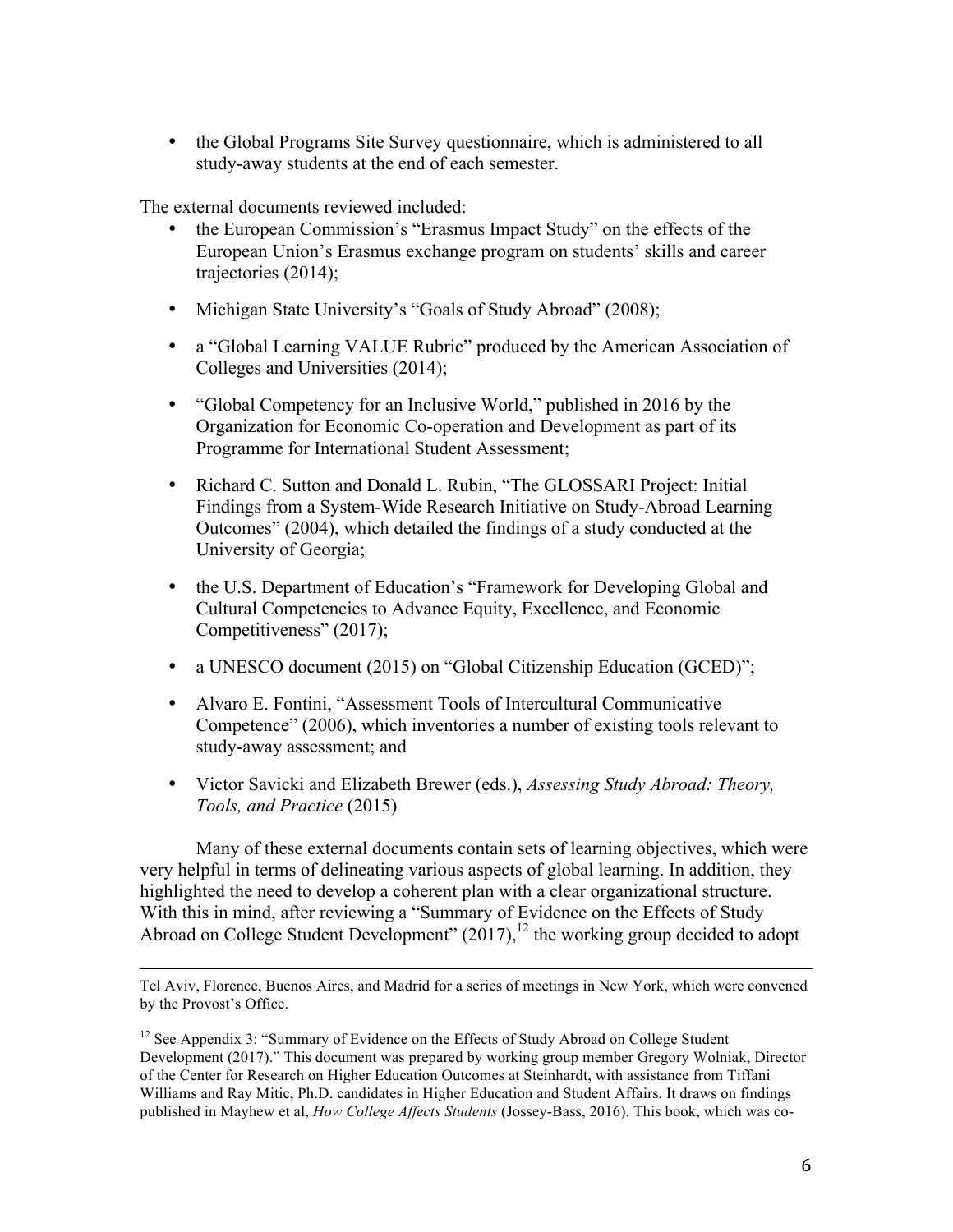- the Global Programs Site Survey questionnaire, which is administered to all study-away students at the end of each semester.

The external documents reviewed included:

- the European Commission's "Erasmus Impact Study" on the effects of the European Union's Erasmus exchange program on students' skills and career trajectories (2014);
- Michigan State University's "Goals of Study Abroad" (2008);
- a "Global Learning VALUE Rubric" produced by the American Association of Colleges and Universities (2014);
- "Global Competency for an Inclusive World," published in 2016 by the Organization for Economic Co-operation and Development as part of its Programme for International Student Assessment;
- Richard C. Sutton and Donald L. Rubin, "The GLOSSARI Project: Initial Findings from a System-Wide Research Initiative on Study-Abroad Learning Outcomes" (2004), which detailed the findings of a study conducted at the University of Georgia;
- the U.S. Department of Education's "Framework for Developing Global and Cultural Competencies to Advance Equity, Excellence, and Economic Competitiveness" (2017);
- a UNESCO document (2015) on "Global Citizenship Education (GCED)";
- Alvaro E. Fontini, "Assessment Tools of Intercultural Communicative Competence" (2006), which inventories a number of existing tools relevant to study-away assessment; and
- Victor Savicki and Elizabeth Brewer (eds.), *Assessing Study Abroad: Theory, Tools, and Practice* (2015)

Many of these external documents contain sets of learning objectives, which were very helpful in terms of delineating various aspects of global learning. In addition, they highlighted the need to develop a coherent plan with a clear organizational structure. With this in mind, after reviewing a "Summary of Evidence on the Effects of Study Abroad on College Student Development" (2017),[12] the working group decided to adopt

---

Tel Aviv, Florence, Buenos Aires, and Madrid for a series of meetings in New York, which were convened by the Provost's Office.

[12] See Appendix 3: "Summary of Evidence on the Effects of Study Abroad on College Student Development (2017)." This document was prepared by working group member Gregory Wolniak, Director of the Center for Research on Higher Education Outcomes at Steinhardt, with assistance from Tiffani Williams and Ray Mitic, Ph.D. candidates in Higher Education and Student Affairs. It draws on findings published in Mayhew et al, *How College Affects Students* (Jossey-Bass, 2016). This book, which was co-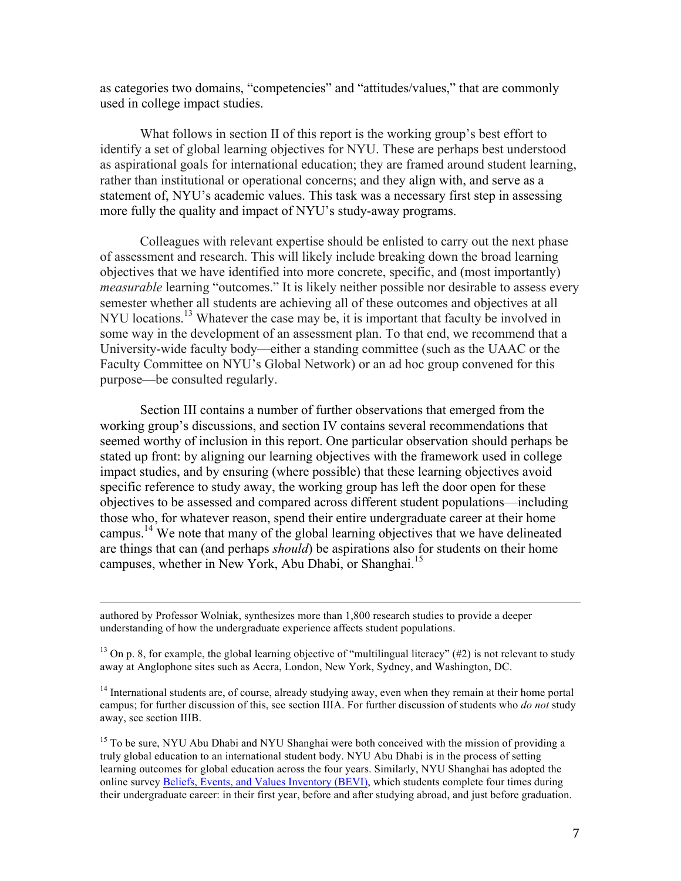as categories two domains, "competencies" and "attitudes/values," that are commonly used in college impact studies.

What follows in section II of this report is the working group's best effort to identify a set of global learning objectives for NYU. These are perhaps best understood as aspirational goals for international education; they are framed around student learning, rather than institutional or operational concerns; and they align with, and serve as a statement of, NYU's academic values. This task was a necessary first step in assessing more fully the quality and impact of NYU's study-away programs.

Colleagues with relevant expertise should be enlisted to carry out the next phase of assessment and research. This will likely include breaking down the broad learning objectives that we have identified into more concrete, specific, and (most importantly) *measurable* learning "outcomes." It is likely neither possible nor desirable to assess every semester whether all students are achieving all of these outcomes and objectives at all NYU locations.[13] Whatever the case may be, it is important that faculty be involved in some way in the development of an assessment plan. To that end, we recommend that a University-wide faculty body—either a standing committee (such as the UAAC or the Faculty Committee on NYU's Global Network) or an ad hoc group convened for this purpose—be consulted regularly.

Section III contains a number of further observations that emerged from the working group's discussions, and section IV contains several recommendations that seemed worthy of inclusion in this report. One particular observation should perhaps be stated up front: by aligning our learning objectives with the framework used in college impact studies, and by ensuring (where possible) that these learning objectives avoid specific reference to study away, the working group has left the door open for these objectives to be assessed and compared across different student populations—including those who, for whatever reason, spend their entire undergraduate career at their home campus.[14] We note that many of the global learning objectives that we have delineated are things that can (and perhaps *should*) be aspirations also for students on their home campuses, whether in New York, Abu Dhabi, or Shanghai.[15]

---

authored by Professor Wolniak, synthesizes more than 1,800 research studies to provide a deeper understanding of how the undergraduate experience affects student populations.

[13] On p. 8, for example, the global learning objective of "multilingual literacy" (#2) is not relevant to study away at Anglophone sites such as Accra, London, New York, Sydney, and Washington, DC.

[14] International students are, of course, already studying away, even when they remain at their home portal campus; for further discussion of this, see section IIIA. For further discussion of students who *do not* study away, see section IIIB.

[15] To be sure, NYU Abu Dhabi and NYU Shanghai were both conceived with the mission of providing a truly global education to an international student body. NYU Abu Dhabi is in the process of setting learning outcomes for global education across the four years. Similarly, NYU Shanghai has adopted the online survey Beliefs, Events, and Values Inventory (BEVI), which students complete four times during their undergraduate career: in their first year, before and after studying abroad, and just before graduation.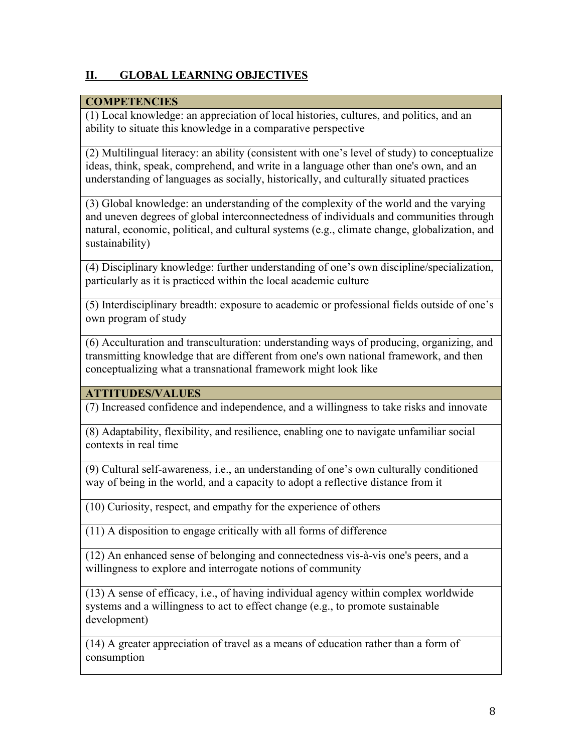## II. GLOBAL LEARNING OBJECTIVES

| **COMPETENCIES** |
|---|
| (1) Local knowledge: an appreciation of local histories, cultures, and politics, and an ability to situate this knowledge in a comparative perspective |
| (2) Multilingual literacy: an ability (consistent with one's level of study) to conceptualize ideas, think, speak, comprehend, and write in a language other than one's own, and an understanding of languages as socially, historically, and culturally situated practices |
| (3) Global knowledge: an understanding of the complexity of the world and the varying and uneven degrees of global interconnectedness of individuals and communities through natural, economic, political, and cultural systems (e.g., climate change, globalization, and sustainability) |
| (4) Disciplinary knowledge: further understanding of one's own discipline/specialization, particularly as it is practiced within the local academic culture |
| (5) Interdisciplinary breadth: exposure to academic or professional fields outside of one's own program of study |
| (6) Acculturation and transculturation: understanding ways of producing, organizing, and transmitting knowledge that are different from one's own national framework, and then conceptualizing what a transnational framework might look like |
| **ATTITUDES/VALUES** |
| (7) Increased confidence and independence, and a willingness to take risks and innovate |
| (8) Adaptability, flexibility, and resilience, enabling one to navigate unfamiliar social contexts in real time |
| (9) Cultural self-awareness, i.e., an understanding of one's own culturally conditioned way of being in the world, and a capacity to adopt a reflective distance from it |
| (10) Curiosity, respect, and empathy for the experience of others |
| (11) A disposition to engage critically with all forms of difference |
| (12) An enhanced sense of belonging and connectedness vis-à-vis one's peers, and a willingness to explore and interrogate notions of community |
| (13) A sense of efficacy, i.e., of having individual agency within complex worldwide systems and a willingness to act to effect change (e.g., to promote sustainable development) |
| (14) A greater appreciation of travel as a means of education rather than a form of consumption |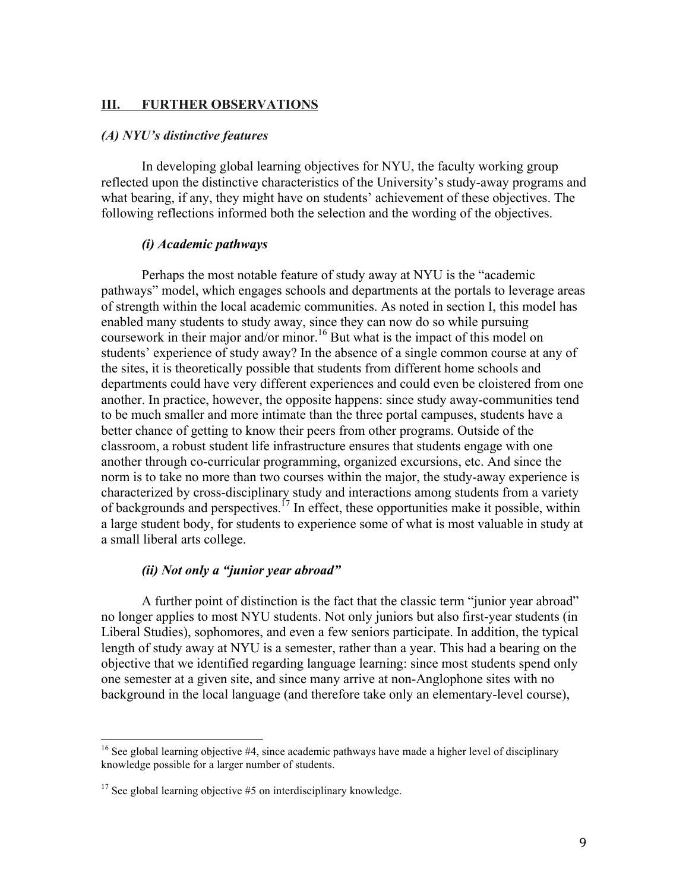## III. FURTHER OBSERVATIONS

### *(A) NYU's distinctive features*

In developing global learning objectives for NYU, the faculty working group reflected upon the distinctive characteristics of the University's study-away programs and what bearing, if any, they might have on students' achievement of these objectives. The following reflections informed both the selection and the wording of the objectives.

#### *(i) Academic pathways*

Perhaps the most notable feature of study away at NYU is the "academic pathways" model, which engages schools and departments at the portals to leverage areas of strength within the local academic communities. As noted in section I, this model has enabled many students to study away, since they can now do so while pursuing coursework in their major and/or minor.[16] But what is the impact of this model on students' experience of study away? In the absence of a single common course at any of the sites, it is theoretically possible that students from different home schools and departments could have very different experiences and could even be cloistered from one another. In practice, however, the opposite happens: since study away-communities tend to be much smaller and more intimate than the three portal campuses, students have a better chance of getting to know their peers from other programs. Outside of the classroom, a robust student life infrastructure ensures that students engage with one another through co-curricular programming, organized excursions, etc. And since the norm is to take no more than two courses within the major, the study-away experience is characterized by cross-disciplinary study and interactions among students from a variety of backgrounds and perspectives.[17] In effect, these opportunities make it possible, within a large student body, for students to experience some of what is most valuable in study at a small liberal arts college.

#### *(ii) Not only a "junior year abroad"*

A further point of distinction is the fact that the classic term "junior year abroad" no longer applies to most NYU students. Not only juniors but also first-year students (in Liberal Studies), sophomores, and even a few seniors participate. In addition, the typical length of study away at NYU is a semester, rather than a year. This had a bearing on the objective that we identified regarding language learning: since most students spend only one semester at a given site, and since many arrive at non-Anglophone sites with no background in the local language (and therefore take only an elementary-level course),

---

[16] See global learning objective #4, since academic pathways have made a higher level of disciplinary knowledge possible for a larger number of students.

[17] See global learning objective #5 on interdisciplinary knowledge.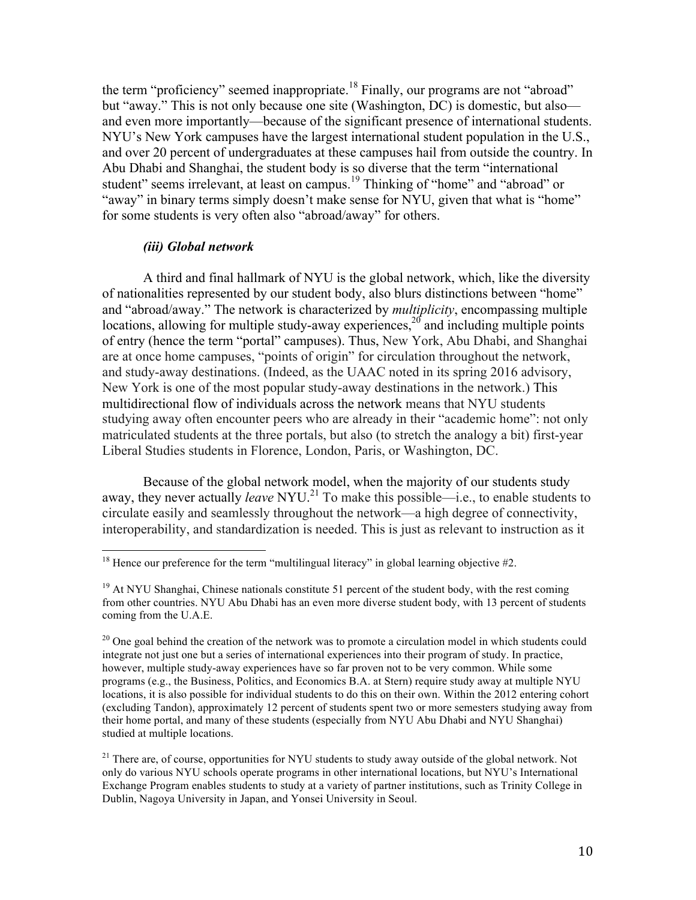the term "proficiency" seemed inappropriate.[18] Finally, our programs are not "abroad" but "away." This is not only because one site (Washington, DC) is domestic, but also—and even more importantly—because of the significant presence of international students. NYU's New York campuses have the largest international student population in the U.S., and over 20 percent of undergraduates at these campuses hail from outside the country. In Abu Dhabi and Shanghai, the student body is so diverse that the term "international student" seems irrelevant, at least on campus.[19] Thinking of "home" and "abroad" or "away" in binary terms simply doesn't make sense for NYU, given that what is "home" for some students is very often also "abroad/away" for others.

#### *(iii) Global network*

A third and final hallmark of NYU is the global network, which, like the diversity of nationalities represented by our student body, also blurs distinctions between "home" and "abroad/away." The network is characterized by *multiplicity*, encompassing multiple locations, allowing for multiple study-away experiences,[20] and including multiple points of entry (hence the term "portal" campuses). Thus, New York, Abu Dhabi, and Shanghai are at once home campuses, "points of origin" for circulation throughout the network, and study-away destinations. (Indeed, as the UAAC noted in its spring 2016 advisory, New York is one of the most popular study-away destinations in the network.) This multidirectional flow of individuals across the network means that NYU students studying away often encounter peers who are already in their "academic home": not only matriculated students at the three portals, but also (to stretch the analogy a bit) first-year Liberal Studies students in Florence, London, Paris, or Washington, DC.

Because of the global network model, when the majority of our students study away, they never actually *leave* NYU.[21] To make this possible—i.e., to enable students to circulate easily and seamlessly throughout the network—a high degree of connectivity, interoperability, and standardization is needed. This is just as relevant to instruction as it

---

[18] Hence our preference for the term "multilingual literacy" in global learning objective #2.

[19] At NYU Shanghai, Chinese nationals constitute 51 percent of the student body, with the rest coming from other countries. NYU Abu Dhabi has an even more diverse student body, with 13 percent of students coming from the U.A.E.

[20] One goal behind the creation of the network was to promote a circulation model in which students could integrate not just one but a series of international experiences into their program of study. In practice, however, multiple study-away experiences have so far proven not to be very common. While some programs (e.g., the Business, Politics, and Economics B.A. at Stern) require study away at multiple NYU locations, it is also possible for individual students to do this on their own. Within the 2012 entering cohort (excluding Tandon), approximately 12 percent of students spent two or more semesters studying away from their home portal, and many of these students (especially from NYU Abu Dhabi and NYU Shanghai) studied at multiple locations.

[21] There are, of course, opportunities for NYU students to study away outside of the global network. Not only do various NYU schools operate programs in other international locations, but NYU's International Exchange Program enables students to study at a variety of partner institutions, such as Trinity College in Dublin, Nagoya University in Japan, and Yonsei University in Seoul.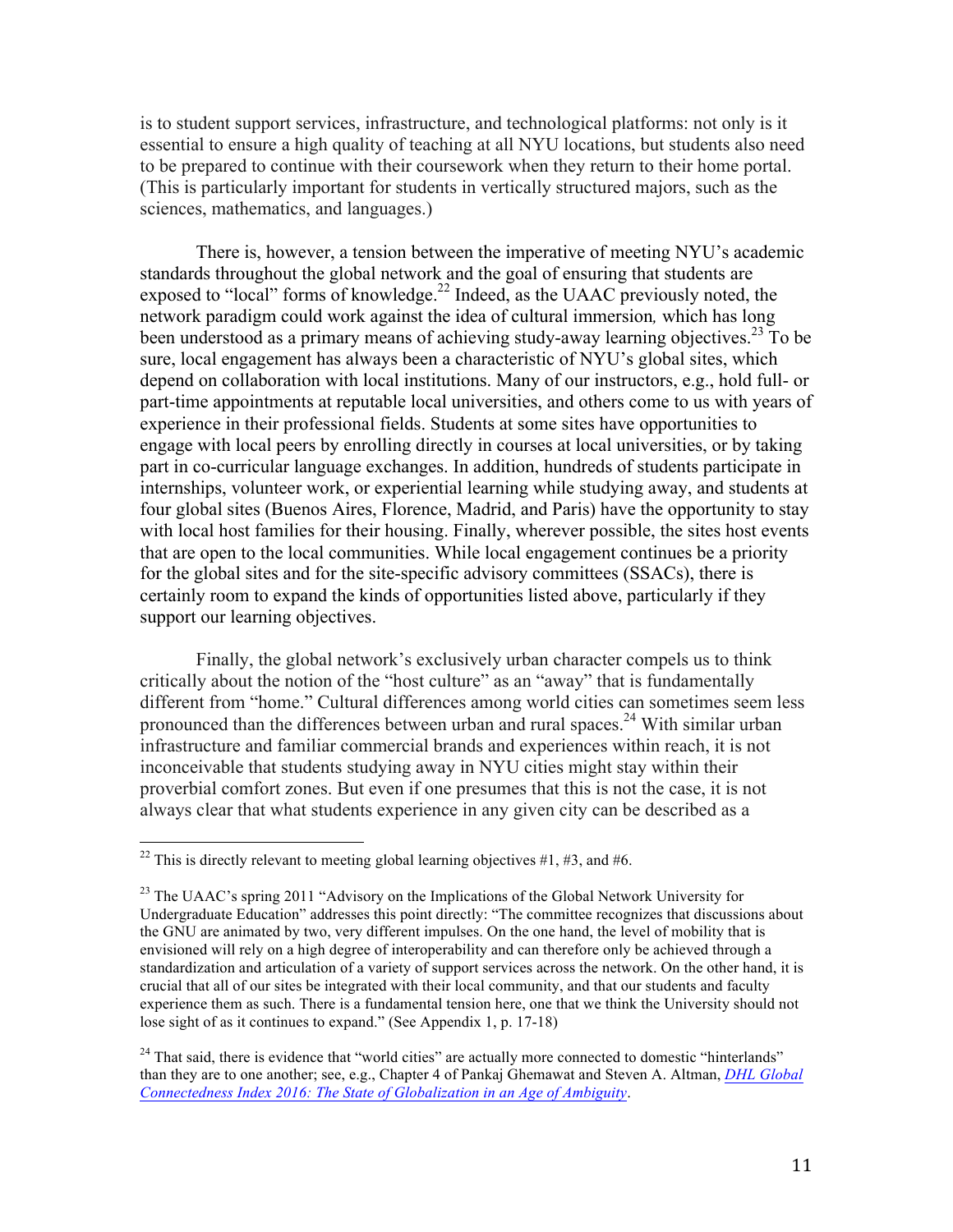is to student support services, infrastructure, and technological platforms: not only is it essential to ensure a high quality of teaching at all NYU locations, but students also need to be prepared to continue with their coursework when they return to their home portal. (This is particularly important for students in vertically structured majors, such as the sciences, mathematics, and languages.)

There is, however, a tension between the imperative of meeting NYU's academic standards throughout the global network and the goal of ensuring that students are exposed to "local" forms of knowledge.[22] Indeed, as the UAAC previously noted, the network paradigm could work against the idea of cultural immersion*,* which has long been understood as a primary means of achieving study-away learning objectives.[23] To be sure, local engagement has always been a characteristic of NYU's global sites, which depend on collaboration with local institutions. Many of our instructors, e.g., hold full- or part-time appointments at reputable local universities, and others come to us with years of experience in their professional fields. Students at some sites have opportunities to engage with local peers by enrolling directly in courses at local universities, or by taking part in co-curricular language exchanges. In addition, hundreds of students participate in internships, volunteer work, or experiential learning while studying away, and students at four global sites (Buenos Aires, Florence, Madrid, and Paris) have the opportunity to stay with local host families for their housing. Finally, wherever possible, the sites host events that are open to the local communities. While local engagement continues be a priority for the global sites and for the site-specific advisory committees (SSACs), there is certainly room to expand the kinds of opportunities listed above, particularly if they support our learning objectives.

Finally, the global network's exclusively urban character compels us to think critically about the notion of the "host culture" as an "away" that is fundamentally different from "home." Cultural differences among world cities can sometimes seem less pronounced than the differences between urban and rural spaces.[24] With similar urban infrastructure and familiar commercial brands and experiences within reach, it is not inconceivable that students studying away in NYU cities might stay within their proverbial comfort zones. But even if one presumes that this is not the case, it is not always clear that what students experience in any given city can be described as a

---

[22] This is directly relevant to meeting global learning objectives #1, #3, and #6.

[23] The UAAC's spring 2011 "Advisory on the Implications of the Global Network University for Undergraduate Education" addresses this point directly: "The committee recognizes that discussions about the GNU are animated by two, very different impulses. On the one hand, the level of mobility that is envisioned will rely on a high degree of interoperability and can therefore only be achieved through a standardization and articulation of a variety of support services across the network. On the other hand, it is crucial that all of our sites be integrated with their local community, and that our students and faculty experience them as such. There is a fundamental tension here, one that we think the University should not lose sight of as it continues to expand." (See Appendix 1, p. 17-18)

[24] That said, there is evidence that "world cities" are actually more connected to domestic "hinterlands" than they are to one another; see, e.g., Chapter 4 of Pankaj Ghemawat and Steven A. Altman, *DHL Global Connectedness Index 2016: The State of Globalization in an Age of Ambiguity*.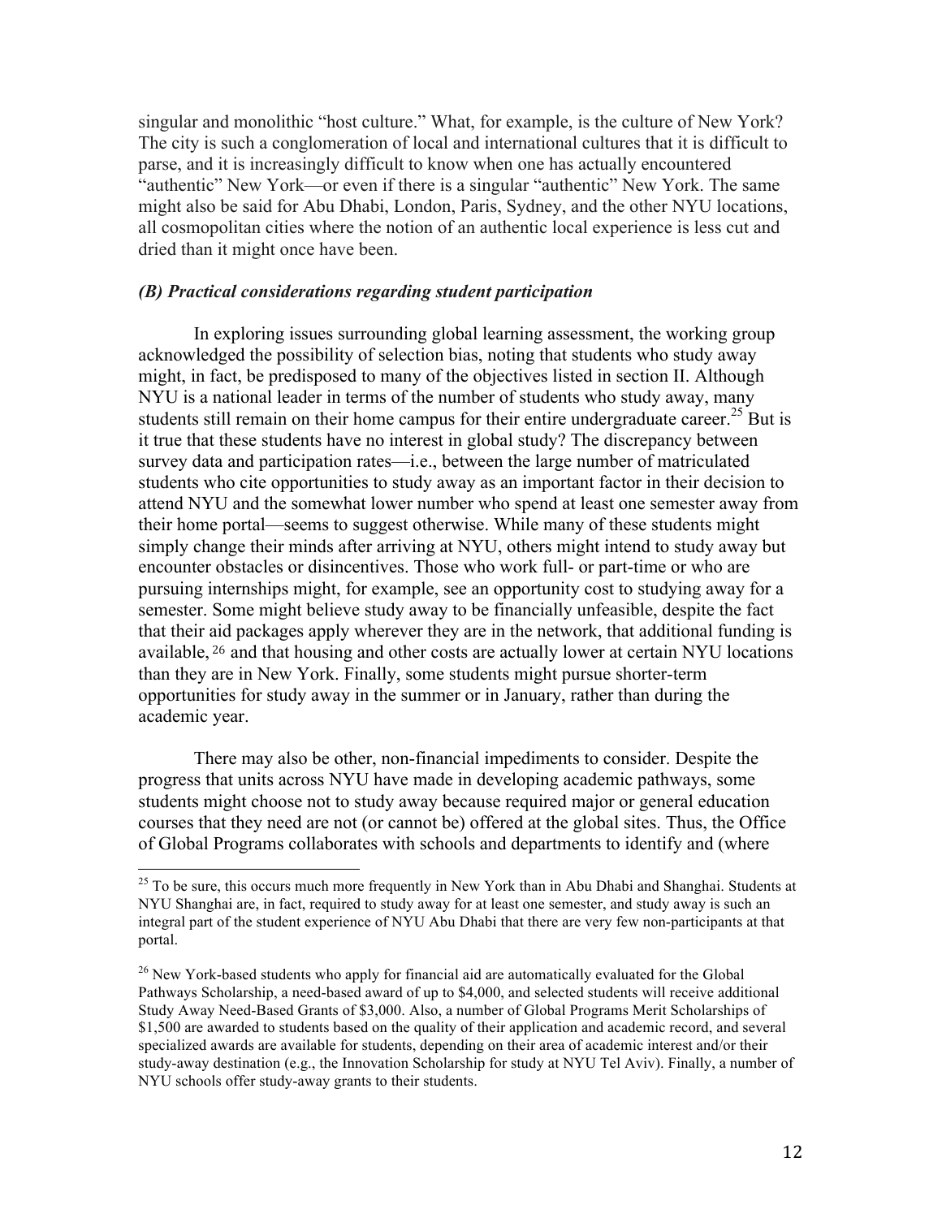singular and monolithic "host culture." What, for example, is the culture of New York? The city is such a conglomeration of local and international cultures that it is difficult to parse, and it is increasingly difficult to know when one has actually encountered "authentic" New York—or even if there is a singular "authentic" New York. The same might also be said for Abu Dhabi, London, Paris, Sydney, and the other NYU locations, all cosmopolitan cities where the notion of an authentic local experience is less cut and dried than it might once have been.

### *(B) Practical considerations regarding student participation*

In exploring issues surrounding global learning assessment, the working group acknowledged the possibility of selection bias, noting that students who study away might, in fact, be predisposed to many of the objectives listed in section II. Although NYU is a national leader in terms of the number of students who study away, many students still remain on their home campus for their entire undergraduate career.[25] But is it true that these students have no interest in global study? The discrepancy between survey data and participation rates—i.e., between the large number of matriculated students who cite opportunities to study away as an important factor in their decision to attend NYU and the somewhat lower number who spend at least one semester away from their home portal—seems to suggest otherwise. While many of these students might simply change their minds after arriving at NYU, others might intend to study away but encounter obstacles or disincentives. Those who work full- or part-time or who are pursuing internships might, for example, see an opportunity cost to studying away for a semester. Some might believe study away to be financially unfeasible, despite the fact that their aid packages apply wherever they are in the network, that additional funding is available,[26] and that housing and other costs are actually lower at certain NYU locations than they are in New York. Finally, some students might pursue shorter-term opportunities for study away in the summer or in January, rather than during the academic year.

There may also be other, non-financial impediments to consider. Despite the progress that units across NYU have made in developing academic pathways, some students might choose not to study away because required major or general education courses that they need are not (or cannot be) offered at the global sites. Thus, the Office of Global Programs collaborates with schools and departments to identify and (where

[25] To be sure, this occurs much more frequently in New York than in Abu Dhabi and Shanghai. Students at NYU Shanghai are, in fact, required to study away for at least one semester, and study away is such an integral part of the student experience of NYU Abu Dhabi that there are very few non-participants at that portal.

[26] New York-based students who apply for financial aid are automatically evaluated for the Global Pathways Scholarship, a need-based award of up to $4,000, and selected students will receive additional Study Away Need-Based Grants of $3,000. Also, a number of Global Programs Merit Scholarships of $1,500 are awarded to students based on the quality of their application and academic record, and several specialized awards are available for students, depending on their area of academic interest and/or their study-away destination (e.g., the Innovation Scholarship for study at NYU Tel Aviv). Finally, a number of NYU schools offer study-away grants to their students.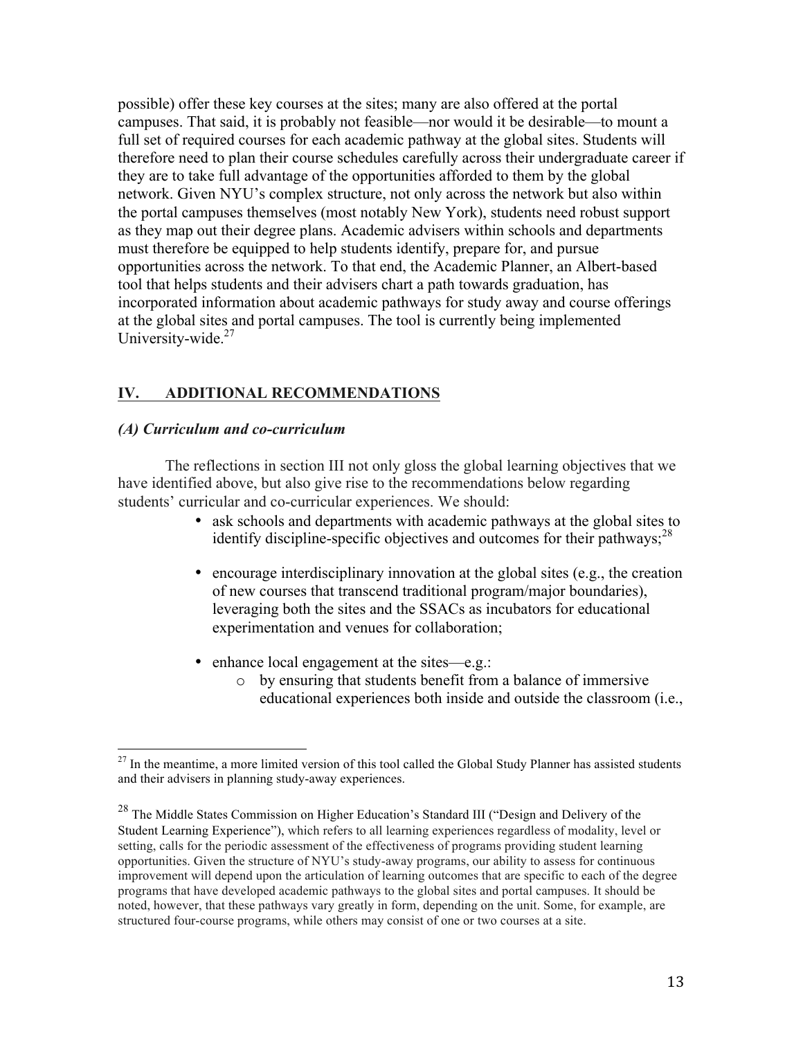possible) offer these key courses at the sites; many are also offered at the portal campuses. That said, it is probably not feasible—nor would it be desirable—to mount a full set of required courses for each academic pathway at the global sites. Students will therefore need to plan their course schedules carefully across their undergraduate career if they are to take full advantage of the opportunities afforded to them by the global network. Given NYU's complex structure, not only across the network but also within the portal campuses themselves (most notably New York), students need robust support as they map out their degree plans. Academic advisers within schools and departments must therefore be equipped to help students identify, prepare for, and pursue opportunities across the network. To that end, the Academic Planner, an Albert-based tool that helps students and their advisers chart a path towards graduation, has incorporated information about academic pathways for study away and course offerings at the global sites and portal campuses. The tool is currently being implemented University-wide.[27]

## IV. ADDITIONAL RECOMMENDATIONS

### *(A) Curriculum and co-curriculum*

The reflections in section III not only gloss the global learning objectives that we have identified above, but also give rise to the recommendations below regarding students' curricular and co-curricular experiences. We should:

- ask schools and departments with academic pathways at the global sites to identify discipline-specific objectives and outcomes for their pathways;[28]
- encourage interdisciplinary innovation at the global sites (e.g., the creation of new courses that transcend traditional program/major boundaries), leveraging both the sites and the SSACs as incubators for educational experimentation and venues for collaboration;
- enhance local engagement at the sites—e.g.:
  - by ensuring that students benefit from a balance of immersive educational experiences both inside and outside the classroom (i.e.,

---

[27] In the meantime, a more limited version of this tool called the Global Study Planner has assisted students and their advisers in planning study-away experiences.

[28] The Middle States Commission on Higher Education's Standard III ("Design and Delivery of the Student Learning Experience"), which refers to all learning experiences regardless of modality, level or setting, calls for the periodic assessment of the effectiveness of programs providing student learning opportunities. Given the structure of NYU's study-away programs, our ability to assess for continuous improvement will depend upon the articulation of learning outcomes that are specific to each of the degree programs that have developed academic pathways to the global sites and portal campuses. It should be noted, however, that these pathways vary greatly in form, depending on the unit. Some, for example, are structured four-course programs, while others may consist of one or two courses at a site.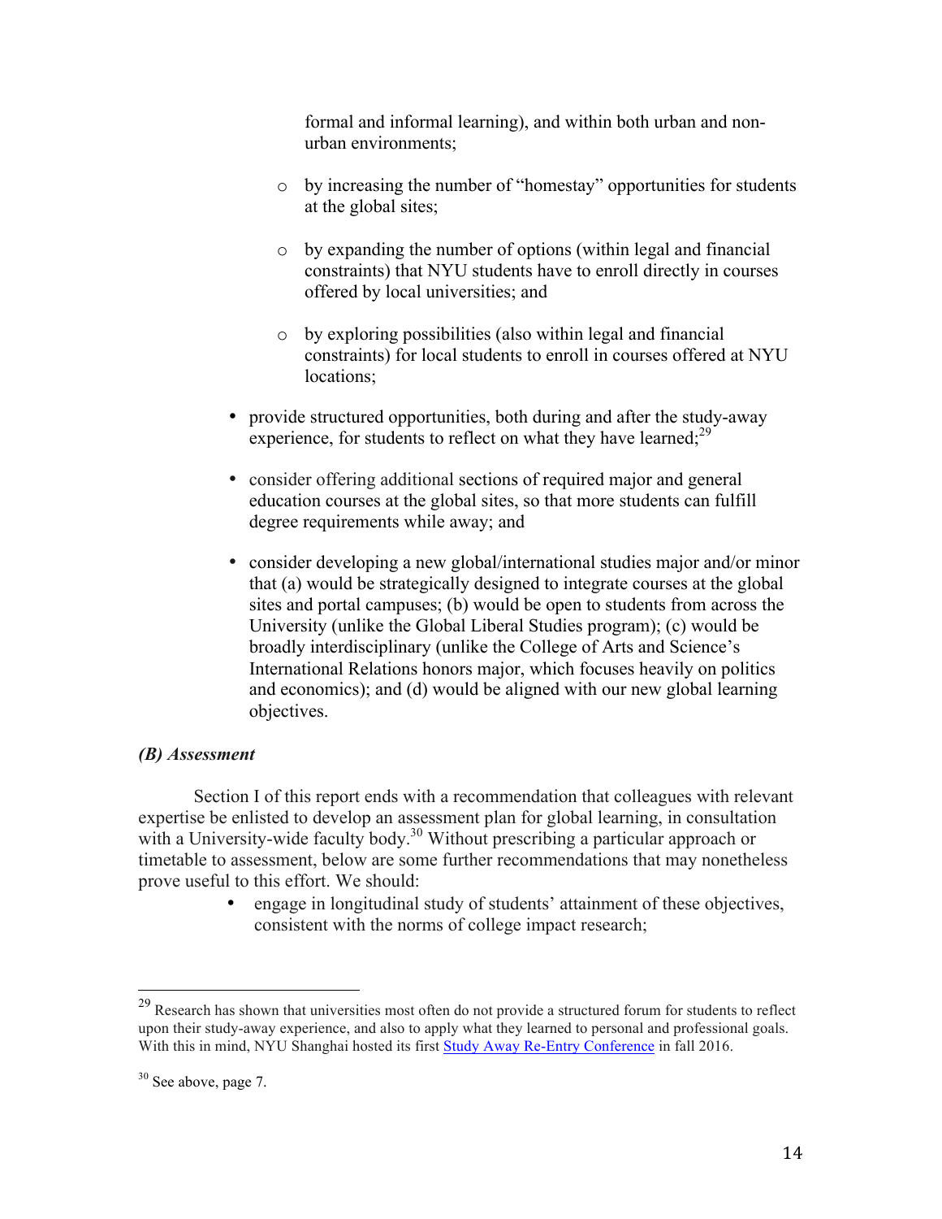formal and informal learning), and within both urban and non-urban environments;

  - by increasing the number of "homestay" opportunities for students at the global sites;

  - by expanding the number of options (within legal and financial constraints) that NYU students have to enroll directly in courses offered by local universities; and

  - by exploring possibilities (also within legal and financial constraints) for local students to enroll in courses offered at NYU locations;

- provide structured opportunities, both during and after the study-away experience, for students to reflect on what they have learned;[29]

- consider offering additional sections of required major and general education courses at the global sites, so that more students can fulfill degree requirements while away; and

- consider developing a new global/international studies major and/or minor that (a) would be strategically designed to integrate courses at the global sites and portal campuses; (b) would be open to students from across the University (unlike the Global Liberal Studies program); (c) would be broadly interdisciplinary (unlike the College of Arts and Science's International Relations honors major, which focuses heavily on politics and economics); and (d) would be aligned with our new global learning objectives.

### *(B) Assessment*

Section I of this report ends with a recommendation that colleagues with relevant expertise be enlisted to develop an assessment plan for global learning, in consultation with a University-wide faculty body.[30] Without prescribing a particular approach or timetable to assessment, below are some further recommendations that may nonetheless prove useful to this effort. We should:

- engage in longitudinal study of students' attainment of these objectives, consistent with the norms of college impact research;

---

[29] Research has shown that universities most often do not provide a structured forum for students to reflect upon their study-away experience, and also to apply what they learned to personal and professional goals. With this in mind, NYU Shanghai hosted its first Study Away Re-Entry Conference in fall 2016.

[30] See above, page 7.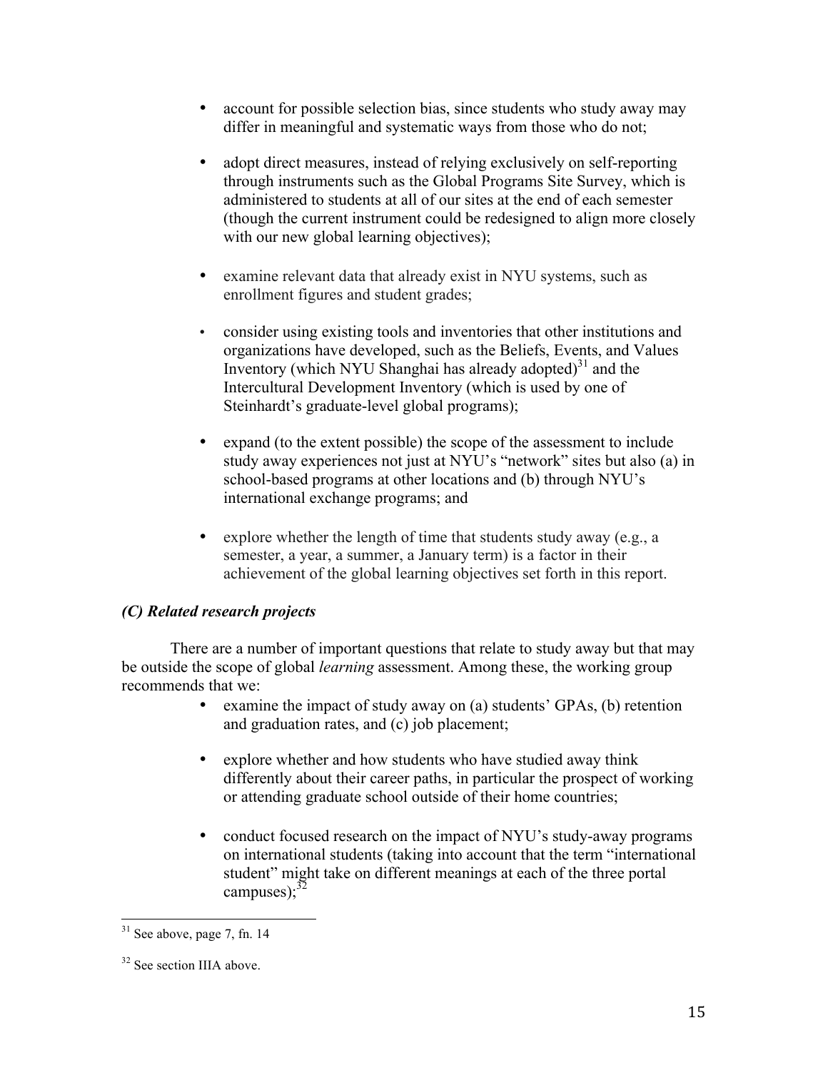- account for possible selection bias, since students who study away may differ in meaningful and systematic ways from those who do not;

- adopt direct measures, instead of relying exclusively on self-reporting through instruments such as the Global Programs Site Survey, which is administered to students at all of our sites at the end of each semester (though the current instrument could be redesigned to align more closely with our new global learning objectives);

- examine relevant data that already exist in NYU systems, such as enrollment figures and student grades;

- consider using existing tools and inventories that other institutions and organizations have developed, such as the Beliefs, Events, and Values Inventory (which NYU Shanghai has already adopted)[31] and the Intercultural Development Inventory (which is used by one of Steinhardt's graduate-level global programs);

- expand (to the extent possible) the scope of the assessment to include study away experiences not just at NYU's "network" sites but also (a) in school-based programs at other locations and (b) through NYU's international exchange programs; and

- explore whether the length of time that students study away (e.g., a semester, a year, a summer, a January term) is a factor in their achievement of the global learning objectives set forth in this report.

### *(C) Related research projects*

There are a number of important questions that relate to study away but that may be outside the scope of global *learning* assessment. Among these, the working group recommends that we:

- examine the impact of study away on (a) students' GPAs, (b) retention and graduation rates, and (c) job placement;

- explore whether and how students who have studied away think differently about their career paths, in particular the prospect of working or attending graduate school outside of their home countries;

- conduct focused research on the impact of NYU's study-away programs on international students (taking into account that the term "international student" might take on different meanings at each of the three portal campuses);[32]

---

[31] See above, page 7, fn. 14

[32] See section IIIA above.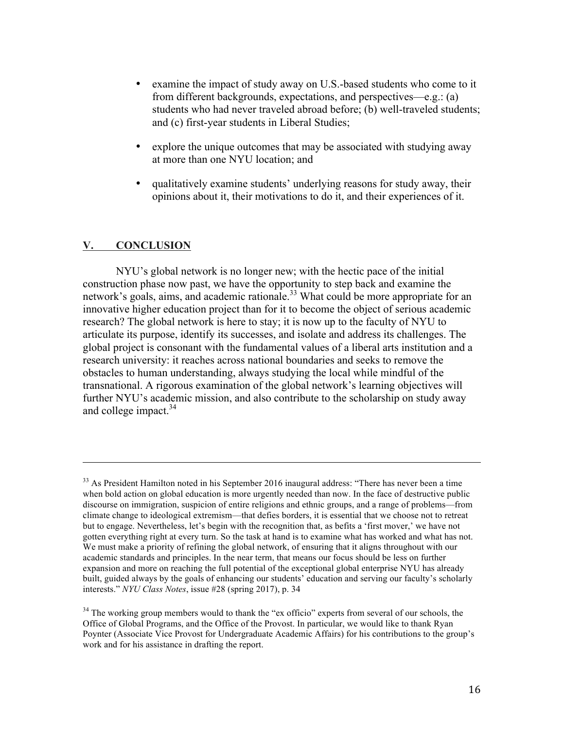- examine the impact of study away on U.S.-based students who come to it from different backgrounds, expectations, and perspectives—e.g.: (a) students who had never traveled abroad before; (b) well-traveled students; and (c) first-year students in Liberal Studies;

- explore the unique outcomes that may be associated with studying away at more than one NYU location; and

- qualitatively examine students' underlying reasons for study away, their opinions about it, their motivations to do it, and their experiences of it.

## V. CONCLUSION

NYU's global network is no longer new; with the hectic pace of the initial construction phase now past, we have the opportunity to step back and examine the network's goals, aims, and academic rationale.[33] What could be more appropriate for an innovative higher education project than for it to become the object of serious academic research? The global network is here to stay; it is now up to the faculty of NYU to articulate its purpose, identify its successes, and isolate and address its challenges. The global project is consonant with the fundamental values of a liberal arts institution and a research university: it reaches across national boundaries and seeks to remove the obstacles to human understanding, always studying the local while mindful of the transnational. A rigorous examination of the global network's learning objectives will further NYU's academic mission, and also contribute to the scholarship on study away and college impact.[34]

---

[33] As President Hamilton noted in his September 2016 inaugural address: "There has never been a time when bold action on global education is more urgently needed than now. In the face of destructive public discourse on immigration, suspicion of entire religions and ethnic groups, and a range of problems—from climate change to ideological extremism—that defies borders, it is essential that we choose not to retreat but to engage. Nevertheless, let's begin with the recognition that, as befits a 'first mover,' we have not gotten everything right at every turn. So the task at hand is to examine what has worked and what has not. We must make a priority of refining the global network, of ensuring that it aligns throughout with our academic standards and principles. In the near term, that means our focus should be less on further expansion and more on reaching the full potential of the exceptional global enterprise NYU has already built, guided always by the goals of enhancing our students' education and serving our faculty's scholarly interests." *NYU Class Notes*, issue #28 (spring 2017), p. 34

[34] The working group members would to thank the "ex officio" experts from several of our schools, the Office of Global Programs, and the Office of the Provost. In particular, we would like to thank Ryan Poynter (Associate Vice Provost for Undergraduate Academic Affairs) for his contributions to the group's work and for his assistance in drafting the report.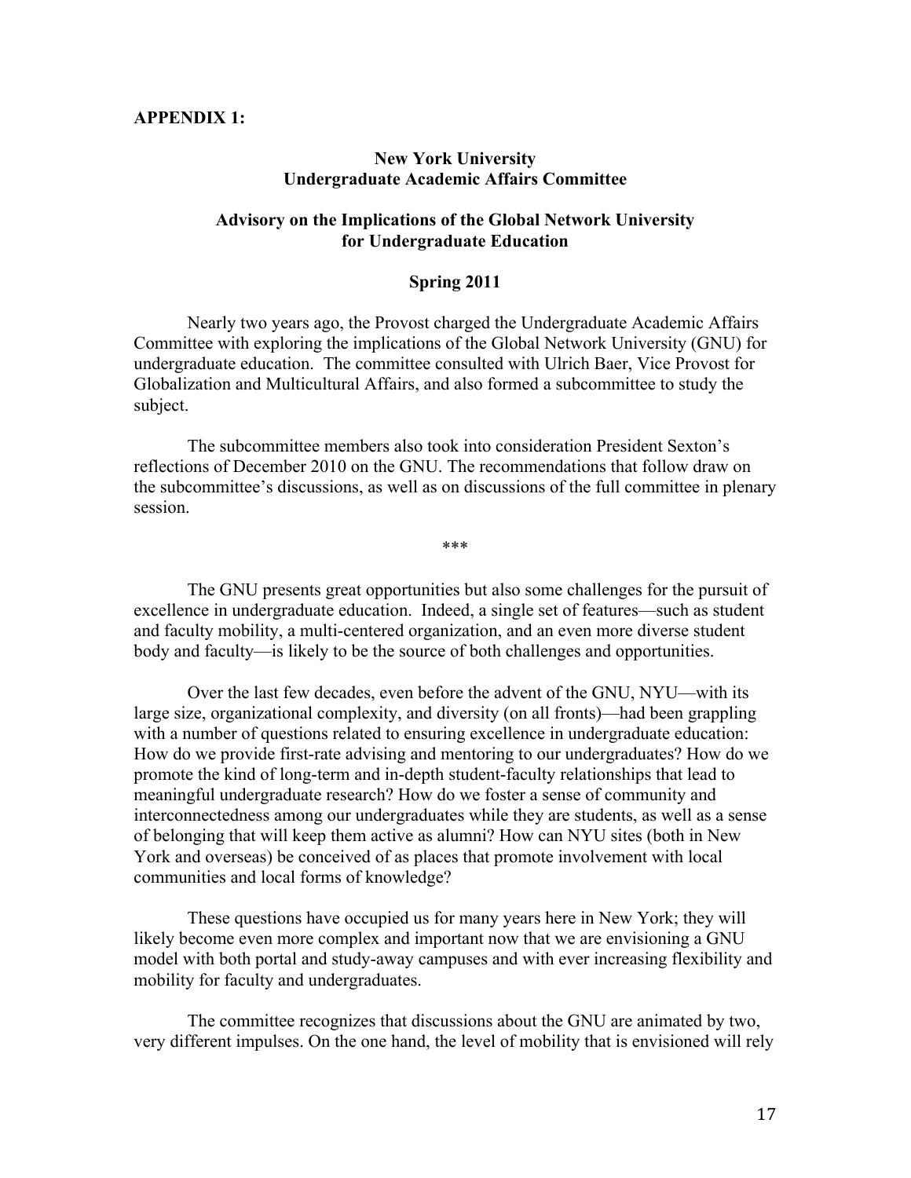**APPENDIX 1:**

## New York University
## Undergraduate Academic Affairs Committee

### Advisory on the Implications of the Global Network University for Undergraduate Education

### Spring 2011

Nearly two years ago, the Provost charged the Undergraduate Academic Affairs Committee with exploring the implications of the Global Network University (GNU) for undergraduate education. The committee consulted with Ulrich Baer, Vice Provost for Globalization and Multicultural Affairs, and also formed a subcommittee to study the subject.

The subcommittee members also took into consideration President Sexton's reflections of December 2010 on the GNU. The recommendations that follow draw on the subcommittee's discussions, as well as on discussions of the full committee in plenary session.

\*\*\*

The GNU presents great opportunities but also some challenges for the pursuit of excellence in undergraduate education. Indeed, a single set of features—such as student and faculty mobility, a multi-centered organization, and an even more diverse student body and faculty—is likely to be the source of both challenges and opportunities.

Over the last few decades, even before the advent of the GNU, NYU—with its large size, organizational complexity, and diversity (on all fronts)—had been grappling with a number of questions related to ensuring excellence in undergraduate education: How do we provide first-rate advising and mentoring to our undergraduates? How do we promote the kind of long-term and in-depth student-faculty relationships that lead to meaningful undergraduate research? How do we foster a sense of community and interconnectedness among our undergraduates while they are students, as well as a sense of belonging that will keep them active as alumni? How can NYU sites (both in New York and overseas) be conceived of as places that promote involvement with local communities and local forms of knowledge?

These questions have occupied us for many years here in New York; they will likely become even more complex and important now that we are envisioning a GNU model with both portal and study-away campuses and with ever increasing flexibility and mobility for faculty and undergraduates.

The committee recognizes that discussions about the GNU are animated by two, very different impulses. On the one hand, the level of mobility that is envisioned will rely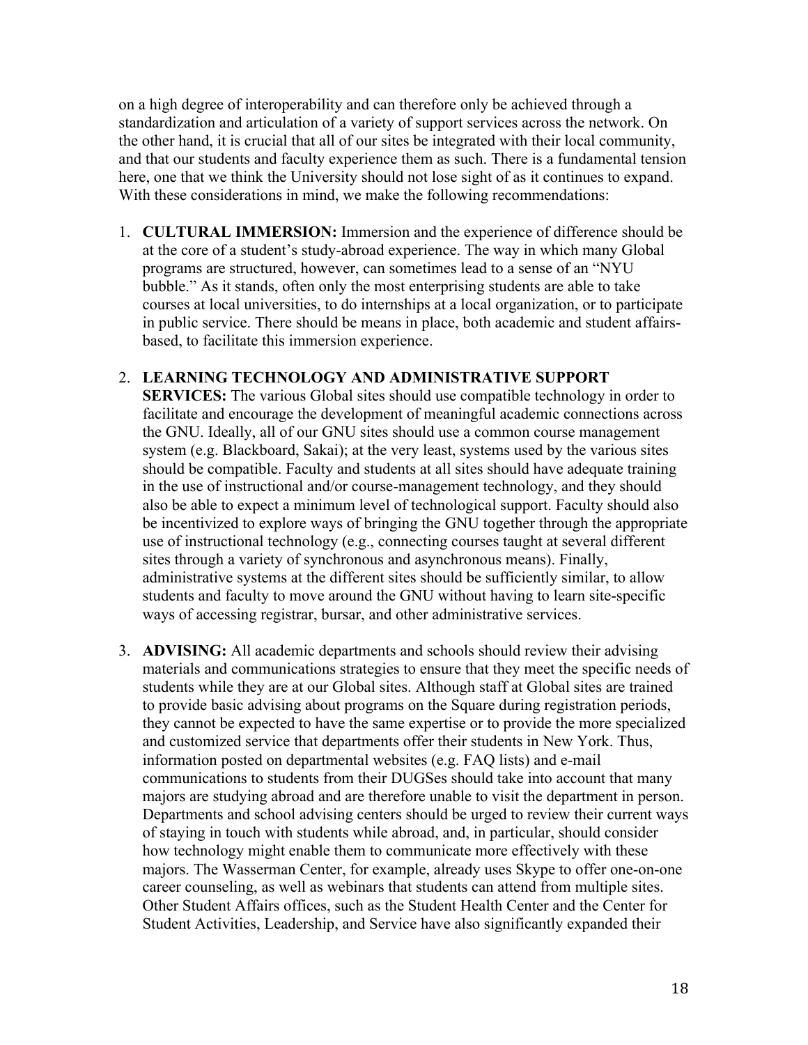on a high degree of interoperability and can therefore only be achieved through a standardization and articulation of a variety of support services across the network. On the other hand, it is crucial that all of our sites be integrated with their local community, and that our students and faculty experience them as such. There is a fundamental tension here, one that we think the University should not lose sight of as it continues to expand. With these considerations in mind, we make the following recommendations:

1. **CULTURAL IMMERSION:** Immersion and the experience of difference should be at the core of a student's study-abroad experience. The way in which many Global programs are structured, however, can sometimes lead to a sense of an "NYU bubble." As it stands, often only the most enterprising students are able to take courses at local universities, to do internships at a local organization, or to participate in public service. There should be means in place, both academic and student affairs-based, to facilitate this immersion experience.

2. **LEARNING TECHNOLOGY AND ADMINISTRATIVE SUPPORT SERVICES:** The various Global sites should use compatible technology in order to facilitate and encourage the development of meaningful academic connections across the GNU. Ideally, all of our GNU sites should use a common course management system (e.g. Blackboard, Sakai); at the very least, systems used by the various sites should be compatible. Faculty and students at all sites should have adequate training in the use of instructional and/or course-management technology, and they should also be able to expect a minimum level of technological support. Faculty should also be incentivized to explore ways of bringing the GNU together through the appropriate use of instructional technology (e.g., connecting courses taught at several different sites through a variety of synchronous and asynchronous means). Finally, administrative systems at the different sites should be sufficiently similar, to allow students and faculty to move around the GNU without having to learn site-specific ways of accessing registrar, bursar, and other administrative services.

3. **ADVISING:** All academic departments and schools should review their advising materials and communications strategies to ensure that they meet the specific needs of students while they are at our Global sites. Although staff at Global sites are trained to provide basic advising about programs on the Square during registration periods, they cannot be expected to have the same expertise or to provide the more specialized and customized service that departments offer their students in New York. Thus, information posted on departmental websites (e.g. FAQ lists) and e-mail communications to students from their DUGSes should take into account that many majors are studying abroad and are therefore unable to visit the department in person. Departments and school advising centers should be urged to review their current ways of staying in touch with students while abroad, and, in particular, should consider how technology might enable them to communicate more effectively with these majors. The Wasserman Center, for example, already uses Skype to offer one-on-one career counseling, as well as webinars that students can attend from multiple sites. Other Student Affairs offices, such as the Student Health Center and the Center for Student Activities, Leadership, and Service have also significantly expanded their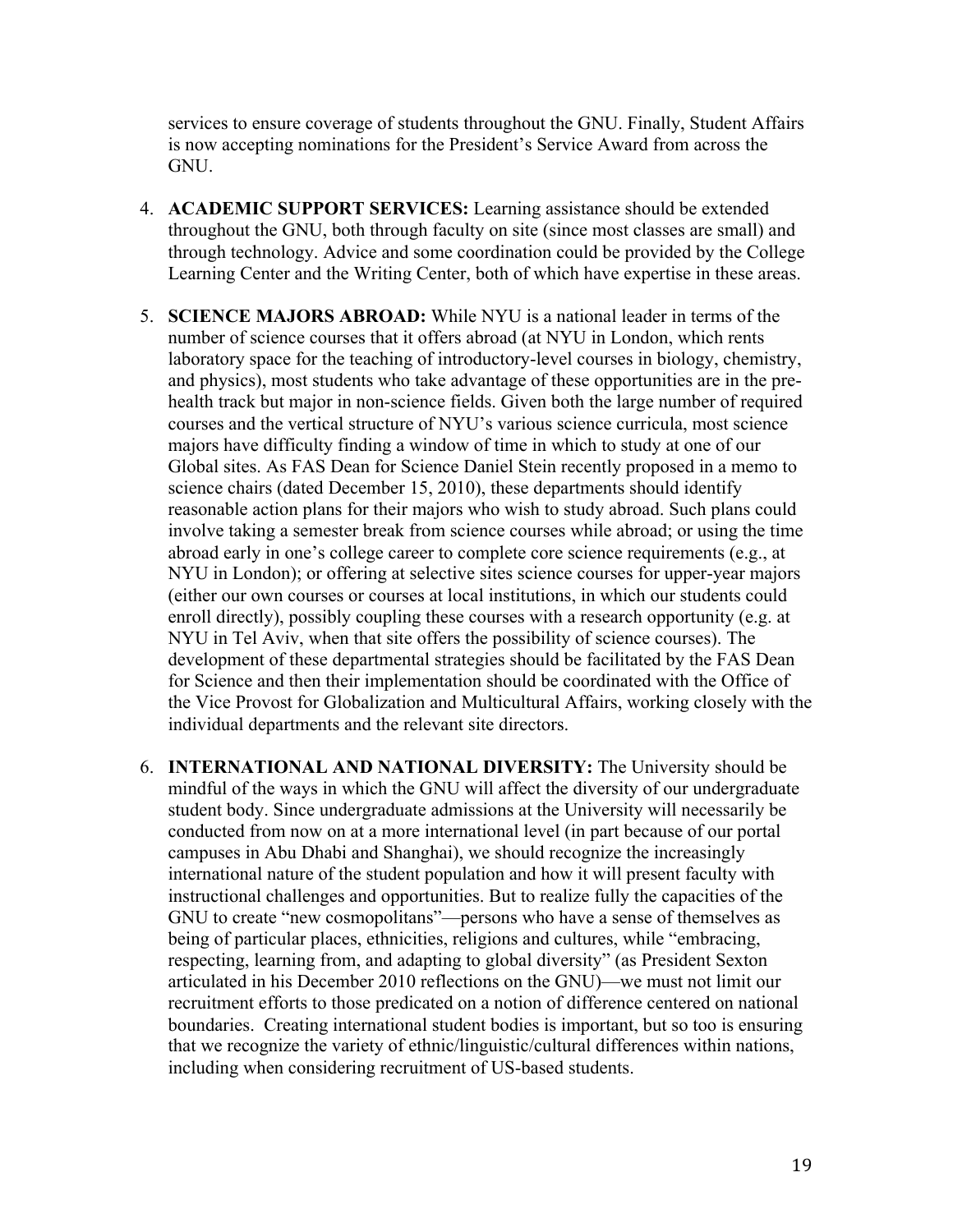services to ensure coverage of students throughout the GNU. Finally, Student Affairs is now accepting nominations for the President's Service Award from across the GNU.

4. **ACADEMIC SUPPORT SERVICES:** Learning assistance should be extended throughout the GNU, both through faculty on site (since most classes are small) and through technology. Advice and some coordination could be provided by the College Learning Center and the Writing Center, both of which have expertise in these areas.

5. **SCIENCE MAJORS ABROAD:** While NYU is a national leader in terms of the number of science courses that it offers abroad (at NYU in London, which rents laboratory space for the teaching of introductory-level courses in biology, chemistry, and physics), most students who take advantage of these opportunities are in the pre-health track but major in non-science fields. Given both the large number of required courses and the vertical structure of NYU's various science curricula, most science majors have difficulty finding a window of time in which to study at one of our Global sites. As FAS Dean for Science Daniel Stein recently proposed in a memo to science chairs (dated December 15, 2010), these departments should identify reasonable action plans for their majors who wish to study abroad. Such plans could involve taking a semester break from science courses while abroad; or using the time abroad early in one's college career to complete core science requirements (e.g., at NYU in London); or offering at selective sites science courses for upper-year majors (either our own courses or courses at local institutions, in which our students could enroll directly), possibly coupling these courses with a research opportunity (e.g. at NYU in Tel Aviv, when that site offers the possibility of science courses). The development of these departmental strategies should be facilitated by the FAS Dean for Science and then their implementation should be coordinated with the Office of the Vice Provost for Globalization and Multicultural Affairs, working closely with the individual departments and the relevant site directors.

6. **INTERNATIONAL AND NATIONAL DIVERSITY:** The University should be mindful of the ways in which the GNU will affect the diversity of our undergraduate student body. Since undergraduate admissions at the University will necessarily be conducted from now on at a more international level (in part because of our portal campuses in Abu Dhabi and Shanghai), we should recognize the increasingly international nature of the student population and how it will present faculty with instructional challenges and opportunities. But to realize fully the capacities of the GNU to create "new cosmopolitans"—persons who have a sense of themselves as being of particular places, ethnicities, religions and cultures, while "embracing, respecting, learning from, and adapting to global diversity" (as President Sexton articulated in his December 2010 reflections on the GNU)—we must not limit our recruitment efforts to those predicated on a notion of difference centered on national boundaries. Creating international student bodies is important, but so too is ensuring that we recognize the variety of ethnic/linguistic/cultural differences within nations, including when considering recruitment of US-based students.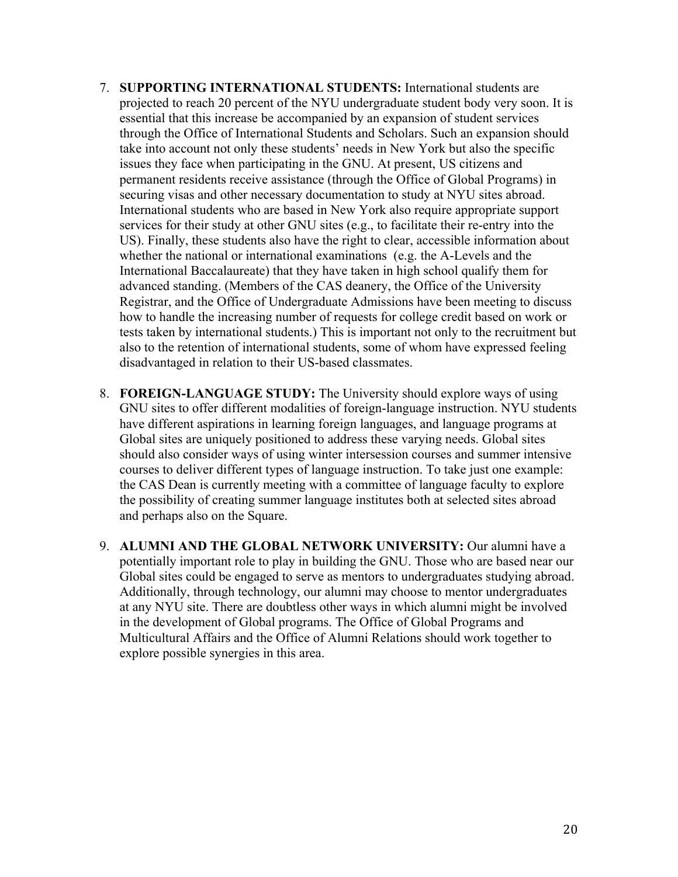7. **SUPPORTING INTERNATIONAL STUDENTS:** International students are projected to reach 20 percent of the NYU undergraduate student body very soon. It is essential that this increase be accompanied by an expansion of student services through the Office of International Students and Scholars. Such an expansion should take into account not only these students' needs in New York but also the specific issues they face when participating in the GNU. At present, US citizens and permanent residents receive assistance (through the Office of Global Programs) in securing visas and other necessary documentation to study at NYU sites abroad. International students who are based in New York also require appropriate support services for their study at other GNU sites (e.g., to facilitate their re-entry into the US). Finally, these students also have the right to clear, accessible information about whether the national or international examinations (e.g. the A-Levels and the International Baccalaureate) that they have taken in high school qualify them for advanced standing. (Members of the CAS deanery, the Office of the University Registrar, and the Office of Undergraduate Admissions have been meeting to discuss how to handle the increasing number of requests for college credit based on work or tests taken by international students.) This is important not only to the recruitment but also to the retention of international students, some of whom have expressed feeling disadvantaged in relation to their US-based classmates.

8. **FOREIGN-LANGUAGE STUDY:** The University should explore ways of using GNU sites to offer different modalities of foreign-language instruction. NYU students have different aspirations in learning foreign languages, and language programs at Global sites are uniquely positioned to address these varying needs. Global sites should also consider ways of using winter intersession courses and summer intensive courses to deliver different types of language instruction. To take just one example: the CAS Dean is currently meeting with a committee of language faculty to explore the possibility of creating summer language institutes both at selected sites abroad and perhaps also on the Square.

9. **ALUMNI AND THE GLOBAL NETWORK UNIVERSITY:** Our alumni have a potentially important role to play in building the GNU. Those who are based near our Global sites could be engaged to serve as mentors to undergraduates studying abroad. Additionally, through technology, our alumni may choose to mentor undergraduates at any NYU site. There are doubtless other ways in which alumni might be involved in the development of Global programs. The Office of Global Programs and Multicultural Affairs and the Office of Alumni Relations should work together to explore possible synergies in this area.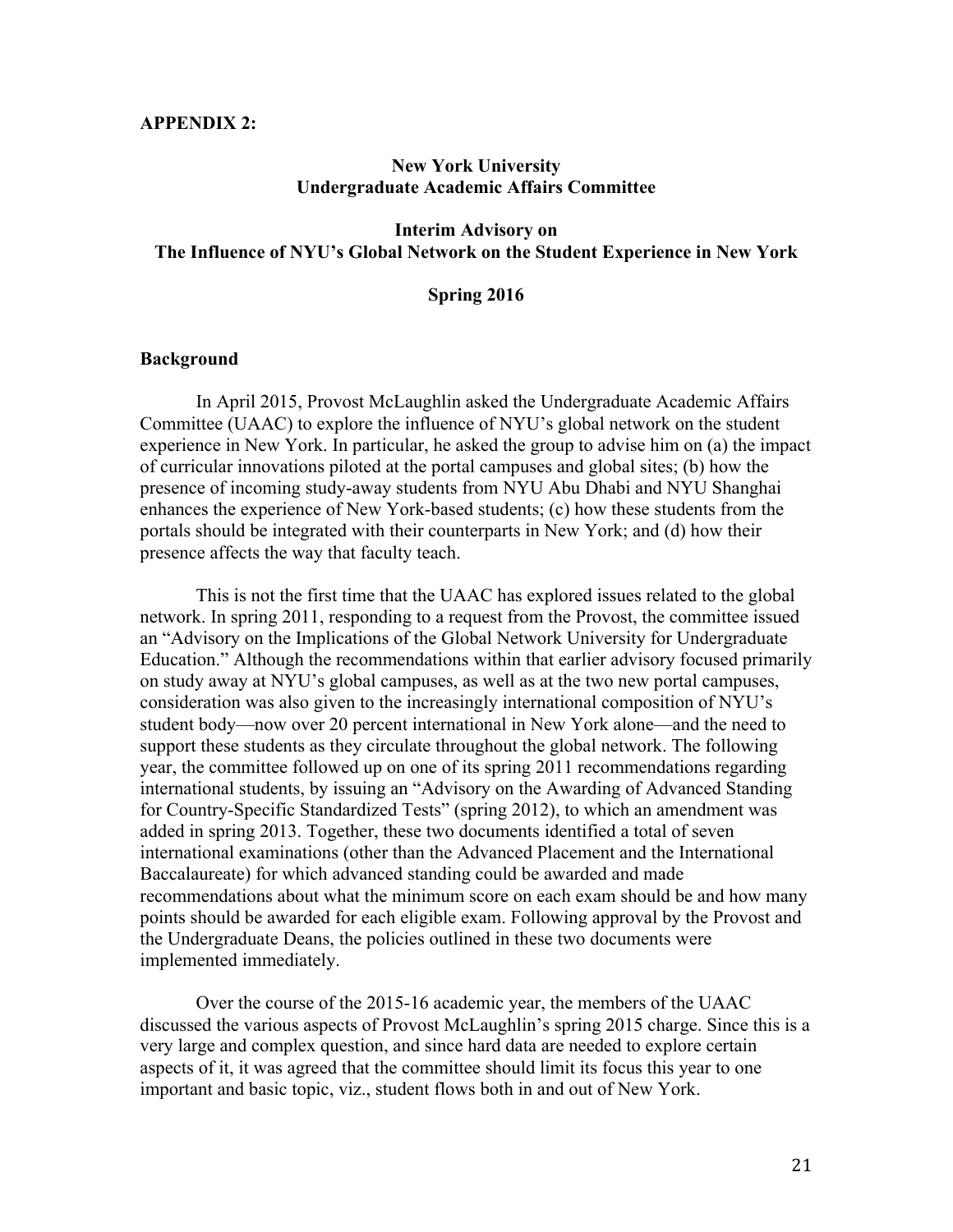**APPENDIX 2:**

**New York University**
**Undergraduate Academic Affairs Committee**

**Interim Advisory on**
**The Influence of NYU's Global Network on the Student Experience in New York**

**Spring 2016**

## Background

In April 2015, Provost McLaughlin asked the Undergraduate Academic Affairs Committee (UAAC) to explore the influence of NYU's global network on the student experience in New York. In particular, he asked the group to advise him on (a) the impact of curricular innovations piloted at the portal campuses and global sites; (b) how the presence of incoming study-away students from NYU Abu Dhabi and NYU Shanghai enhances the experience of New York-based students; (c) how these students from the portals should be integrated with their counterparts in New York; and (d) how their presence affects the way that faculty teach.

This is not the first time that the UAAC has explored issues related to the global network. In spring 2011, responding to a request from the Provost, the committee issued an "Advisory on the Implications of the Global Network University for Undergraduate Education." Although the recommendations within that earlier advisory focused primarily on study away at NYU's global campuses, as well as at the two new portal campuses, consideration was also given to the increasingly international composition of NYU's student body—now over 20 percent international in New York alone—and the need to support these students as they circulate throughout the global network. The following year, the committee followed up on one of its spring 2011 recommendations regarding international students, by issuing an "Advisory on the Awarding of Advanced Standing for Country-Specific Standardized Tests" (spring 2012), to which an amendment was added in spring 2013. Together, these two documents identified a total of seven international examinations (other than the Advanced Placement and the International Baccalaureate) for which advanced standing could be awarded and made recommendations about what the minimum score on each exam should be and how many points should be awarded for each eligible exam. Following approval by the Provost and the Undergraduate Deans, the policies outlined in these two documents were implemented immediately.

Over the course of the 2015-16 academic year, the members of the UAAC discussed the various aspects of Provost McLaughlin's spring 2015 charge. Since this is a very large and complex question, and since hard data are needed to explore certain aspects of it, it was agreed that the committee should limit its focus this year to one important and basic topic, viz., student flows both in and out of New York.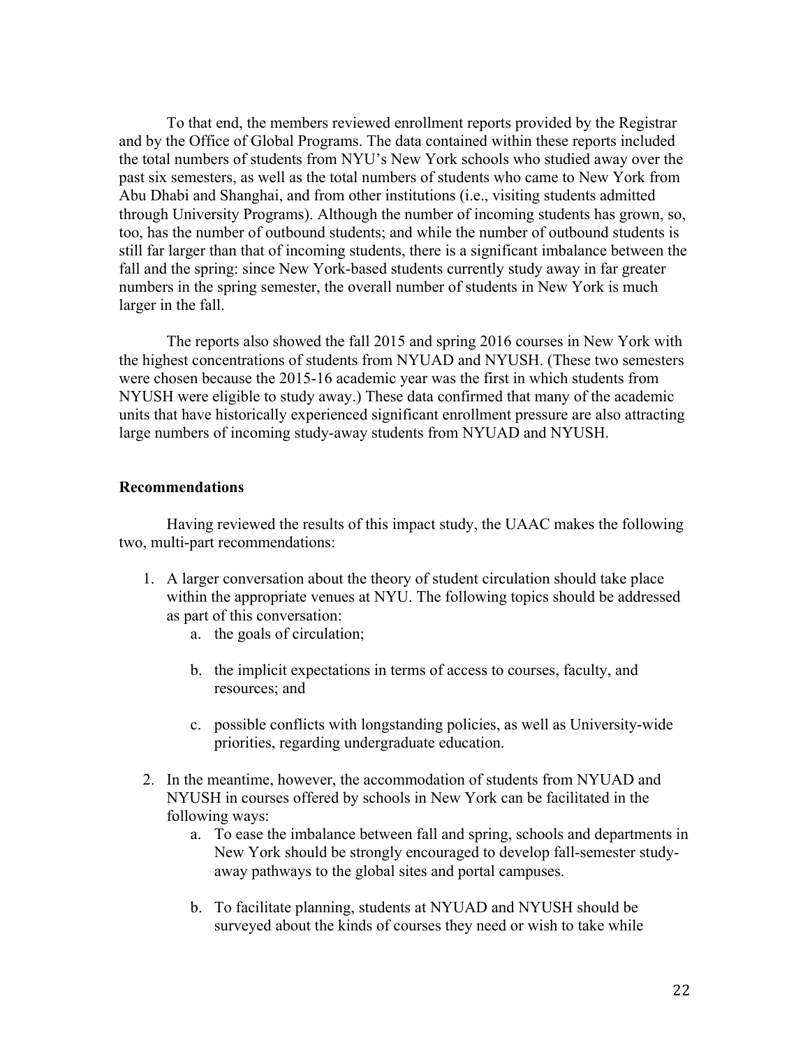To that end, the members reviewed enrollment reports provided by the Registrar and by the Office of Global Programs. The data contained within these reports included the total numbers of students from NYU's New York schools who studied away over the past six semesters, as well as the total numbers of students who came to New York from Abu Dhabi and Shanghai, and from other institutions (i.e., visiting students admitted through University Programs). Although the number of incoming students has grown, so, too, has the number of outbound students; and while the number of outbound students is still far larger than that of incoming students, there is a significant imbalance between the fall and the spring: since New York-based students currently study away in far greater numbers in the spring semester, the overall number of students in New York is much larger in the fall.

The reports also showed the fall 2015 and spring 2016 courses in New York with the highest concentrations of students from NYUAD and NYUSH. (These two semesters were chosen because the 2015-16 academic year was the first in which students from NYUSH were eligible to study away.) These data confirmed that many of the academic units that have historically experienced significant enrollment pressure are also attracting large numbers of incoming study-away students from NYUAD and NYUSH.

**Recommendations**

Having reviewed the results of this impact study, the UAAC makes the following two, multi-part recommendations:

1. A larger conversation about the theory of student circulation should take place within the appropriate venues at NYU. The following topics should be addressed as part of this conversation:
    a. the goals of circulation;

    b. the implicit expectations in terms of access to courses, faculty, and resources; and

    c. possible conflicts with longstanding policies, as well as University-wide priorities, regarding undergraduate education.

2. In the meantime, however, the accommodation of students from NYUAD and NYUSH in courses offered by schools in New York can be facilitated in the following ways:
    a. To ease the imbalance between fall and spring, schools and departments in New York should be strongly encouraged to develop fall-semester study-away pathways to the global sites and portal campuses.

    b. To facilitate planning, students at NYUAD and NYUSH should be surveyed about the kinds of courses they need or wish to take while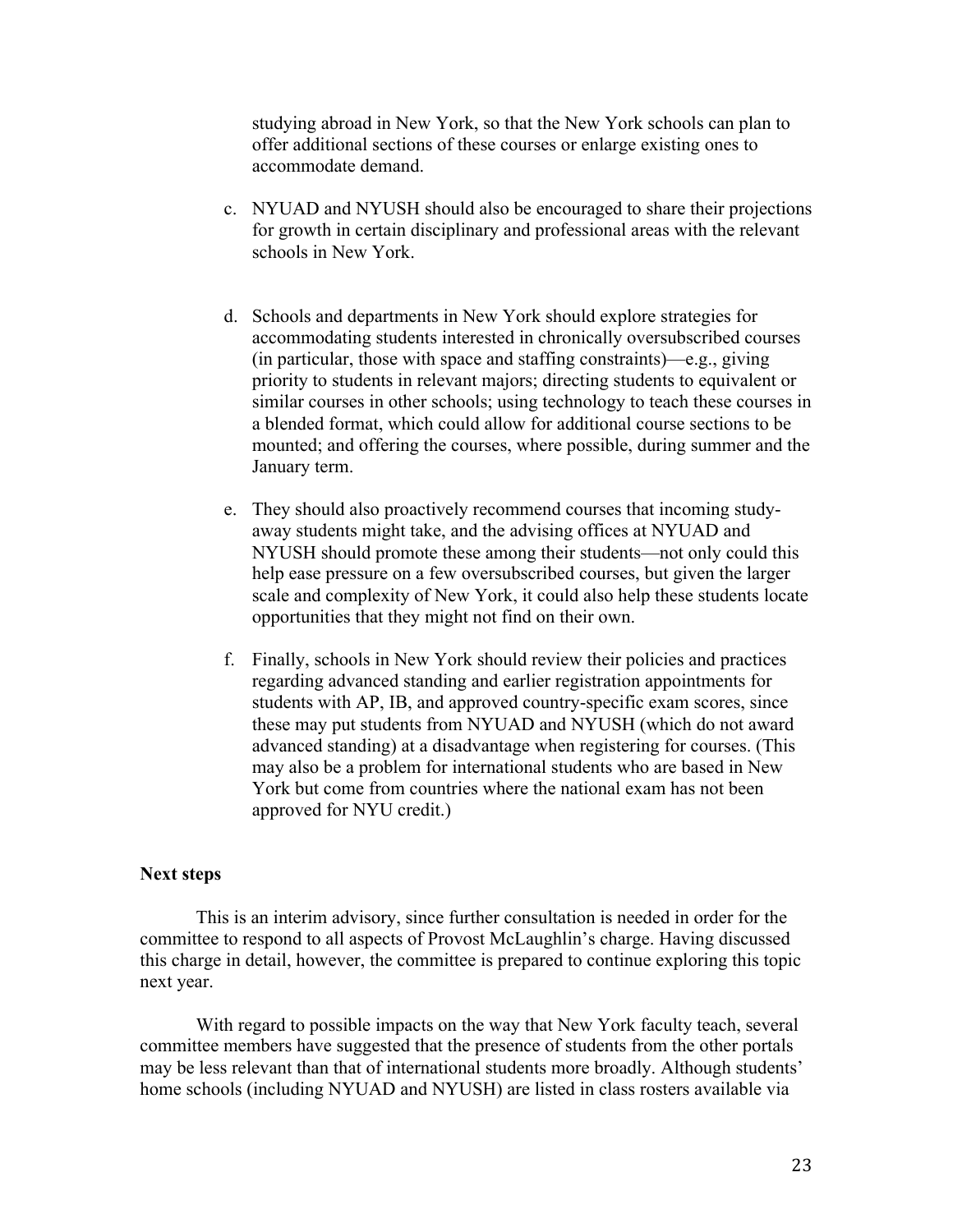studying abroad in New York, so that the New York schools can plan to offer additional sections of these courses or enlarge existing ones to accommodate demand.

c. NYUAD and NYUSH should also be encouraged to share their projections for growth in certain disciplinary and professional areas with the relevant schools in New York.

d. Schools and departments in New York should explore strategies for accommodating students interested in chronically oversubscribed courses (in particular, those with space and staffing constraints)—e.g., giving priority to students in relevant majors; directing students to equivalent or similar courses in other schools; using technology to teach these courses in a blended format, which could allow for additional course sections to be mounted; and offering the courses, where possible, during summer and the January term.

e. They should also proactively recommend courses that incoming study-away students might take, and the advising offices at NYUAD and NYUSH should promote these among their students—not only could this help ease pressure on a few oversubscribed courses, but given the larger scale and complexity of New York, it could also help these students locate opportunities that they might not find on their own.

f. Finally, schools in New York should review their policies and practices regarding advanced standing and earlier registration appointments for students with AP, IB, and approved country-specific exam scores, since these may put students from NYUAD and NYUSH (which do not award advanced standing) at a disadvantage when registering for courses. (This may also be a problem for international students who are based in New York but come from countries where the national exam has not been approved for NYU credit.)

**Next steps**

This is an interim advisory, since further consultation is needed in order for the committee to respond to all aspects of Provost McLaughlin's charge. Having discussed this charge in detail, however, the committee is prepared to continue exploring this topic next year.

With regard to possible impacts on the way that New York faculty teach, several committee members have suggested that the presence of students from the other portals may be less relevant than that of international students more broadly. Although students' home schools (including NYUAD and NYUSH) are listed in class rosters available via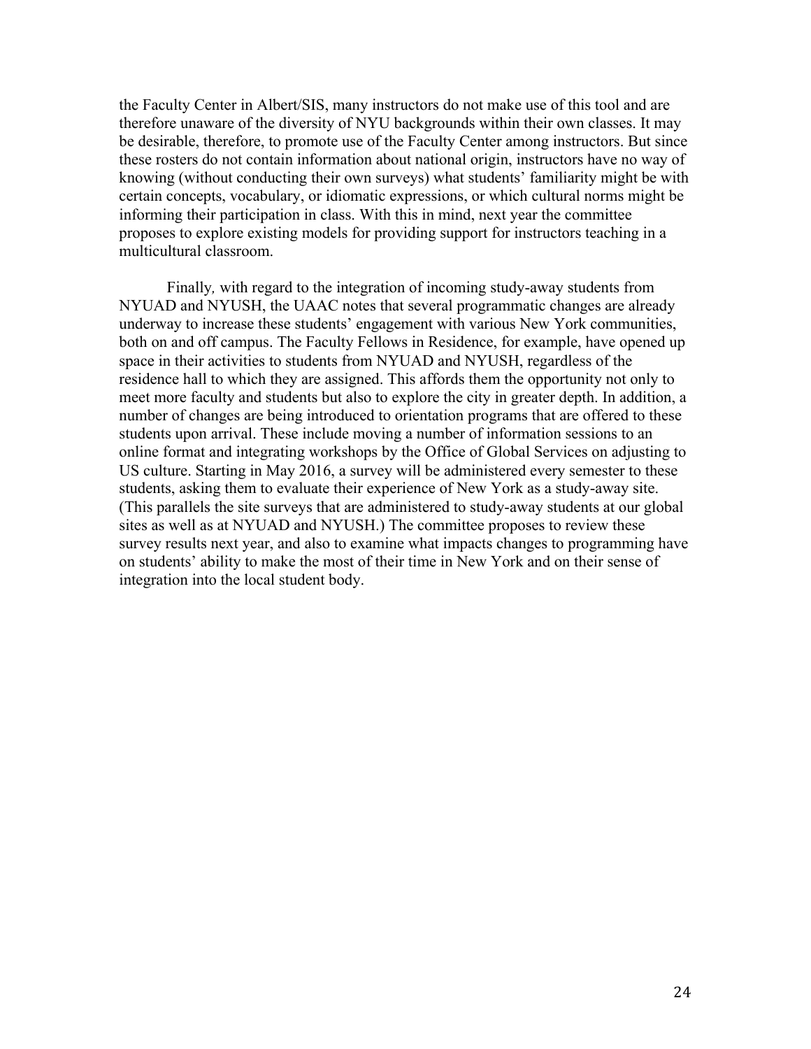the Faculty Center in Albert/SIS, many instructors do not make use of this tool and are therefore unaware of the diversity of NYU backgrounds within their own classes. It may be desirable, therefore, to promote use of the Faculty Center among instructors. But since these rosters do not contain information about national origin, instructors have no way of knowing (without conducting their own surveys) what students' familiarity might be with certain concepts, vocabulary, or idiomatic expressions, or which cultural norms might be informing their participation in class. With this in mind, next year the committee proposes to explore existing models for providing support for instructors teaching in a multicultural classroom.

Finally*,* with regard to the integration of incoming study-away students from NYUAD and NYUSH, the UAAC notes that several programmatic changes are already underway to increase these students' engagement with various New York communities, both on and off campus. The Faculty Fellows in Residence, for example, have opened up space in their activities to students from NYUAD and NYUSH, regardless of the residence hall to which they are assigned. This affords them the opportunity not only to meet more faculty and students but also to explore the city in greater depth. In addition, a number of changes are being introduced to orientation programs that are offered to these students upon arrival. These include moving a number of information sessions to an online format and integrating workshops by the Office of Global Services on adjusting to US culture. Starting in May 2016, a survey will be administered every semester to these students, asking them to evaluate their experience of New York as a study-away site. (This parallels the site surveys that are administered to study-away students at our global sites as well as at NYUAD and NYUSH.) The committee proposes to review these survey results next year, and also to examine what impacts changes to programming have on students' ability to make the most of their time in New York and on their sense of integration into the local student body.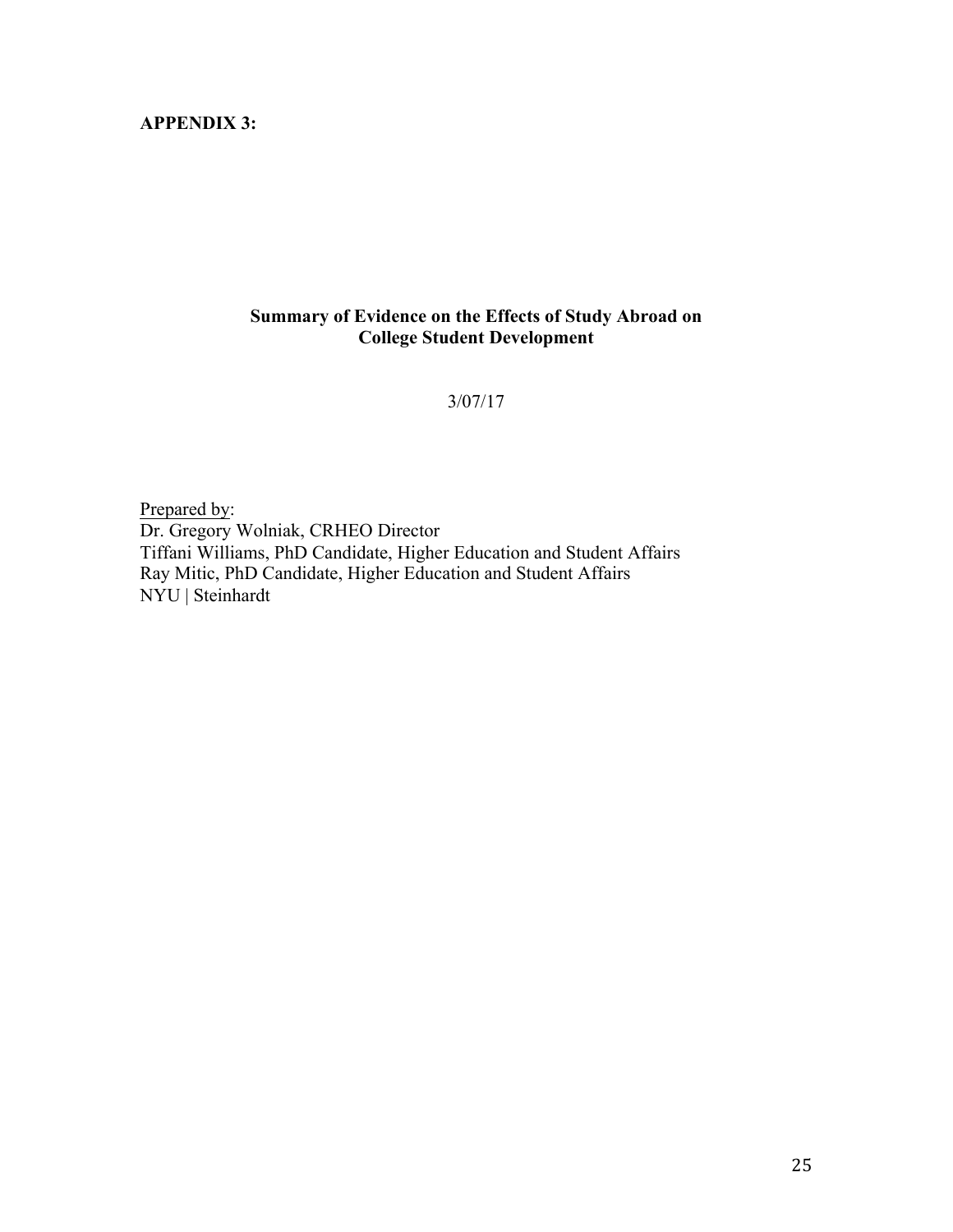**APPENDIX 3:**

## Summary of Evidence on the Effects of Study Abroad on College Student Development

3/07/17

Prepared by:
Dr. Gregory Wolniak, CRHEO Director
Tiffani Williams, PhD Candidate, Higher Education and Student Affairs
Ray Mitic, PhD Candidate, Higher Education and Student Affairs
NYU | Steinhardt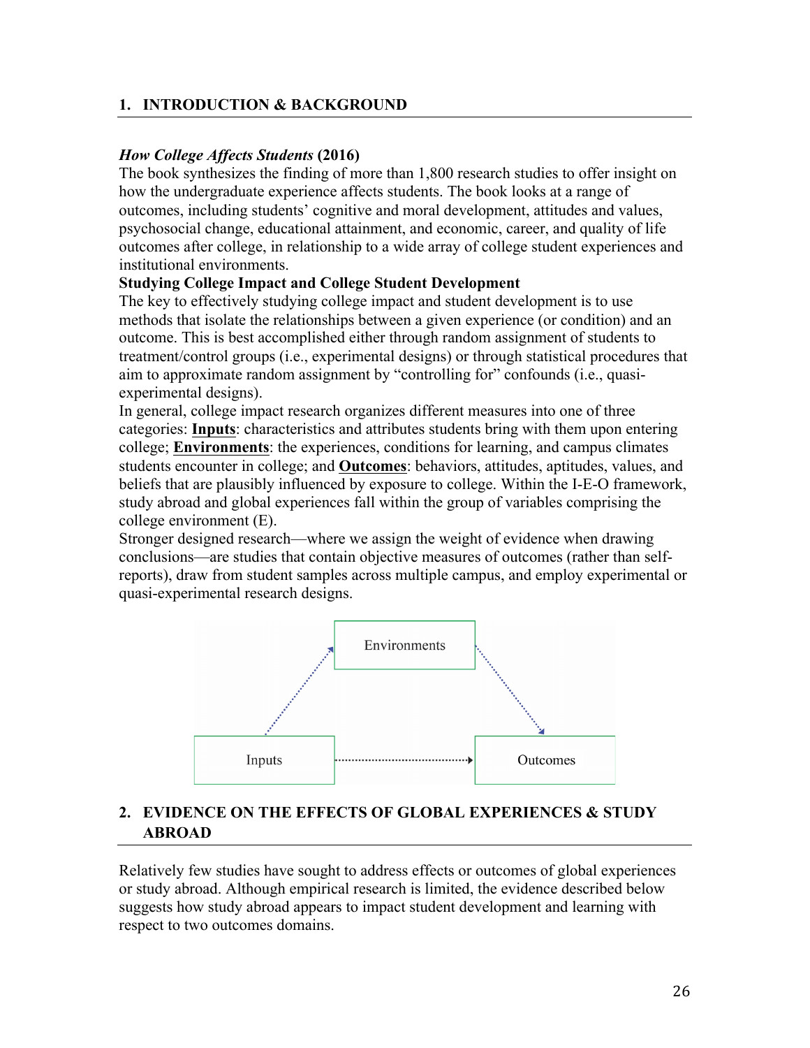## 1. INTRODUCTION & BACKGROUND

***How College Affects Students* (2016)**

The book synthesizes the finding of more than 1,800 research studies to offer insight on how the undergraduate experience affects students. The book looks at a range of outcomes, including students' cognitive and moral development, attitudes and values, psychosocial change, educational attainment, and economic, career, and quality of life outcomes after college, in relationship to a wide array of college student experiences and institutional environments.

**Studying College Impact and College Student Development**

The key to effectively studying college impact and student development is to use methods that isolate the relationships between a given experience (or condition) and an outcome. This is best accomplished either through random assignment of students to treatment/control groups (i.e., experimental designs) or through statistical procedures that aim to approximate random assignment by "controlling for" confounds (i.e., quasi-experimental designs).

In general, college impact research organizes different measures into one of three categories: **Inputs**: characteristics and attributes students bring with them upon entering college; **Environments**: the experiences, conditions for learning, and campus climates students encounter in college; and **Outcomes**: behaviors, attitudes, aptitudes, values, and beliefs that are plausibly influenced by exposure to college. Within the I-E-O framework, study abroad and global experiences fall within the group of variables comprising the college environment (E).

Stronger designed research—where we assign the weight of evidence when drawing conclusions—are studies that contain objective measures of outcomes (rather than self-reports), draw from student samples across multiple campus, and employ experimental or quasi-experimental research designs.

Environments

Inputs → Outcomes

## 2. EVIDENCE ON THE EFFECTS OF GLOBAL EXPERIENCES & STUDY ABROAD

Relatively few studies have sought to address effects or outcomes of global experiences or study abroad. Although empirical research is limited, the evidence described below suggests how study abroad appears to impact student development and learning with respect to two outcomes domains.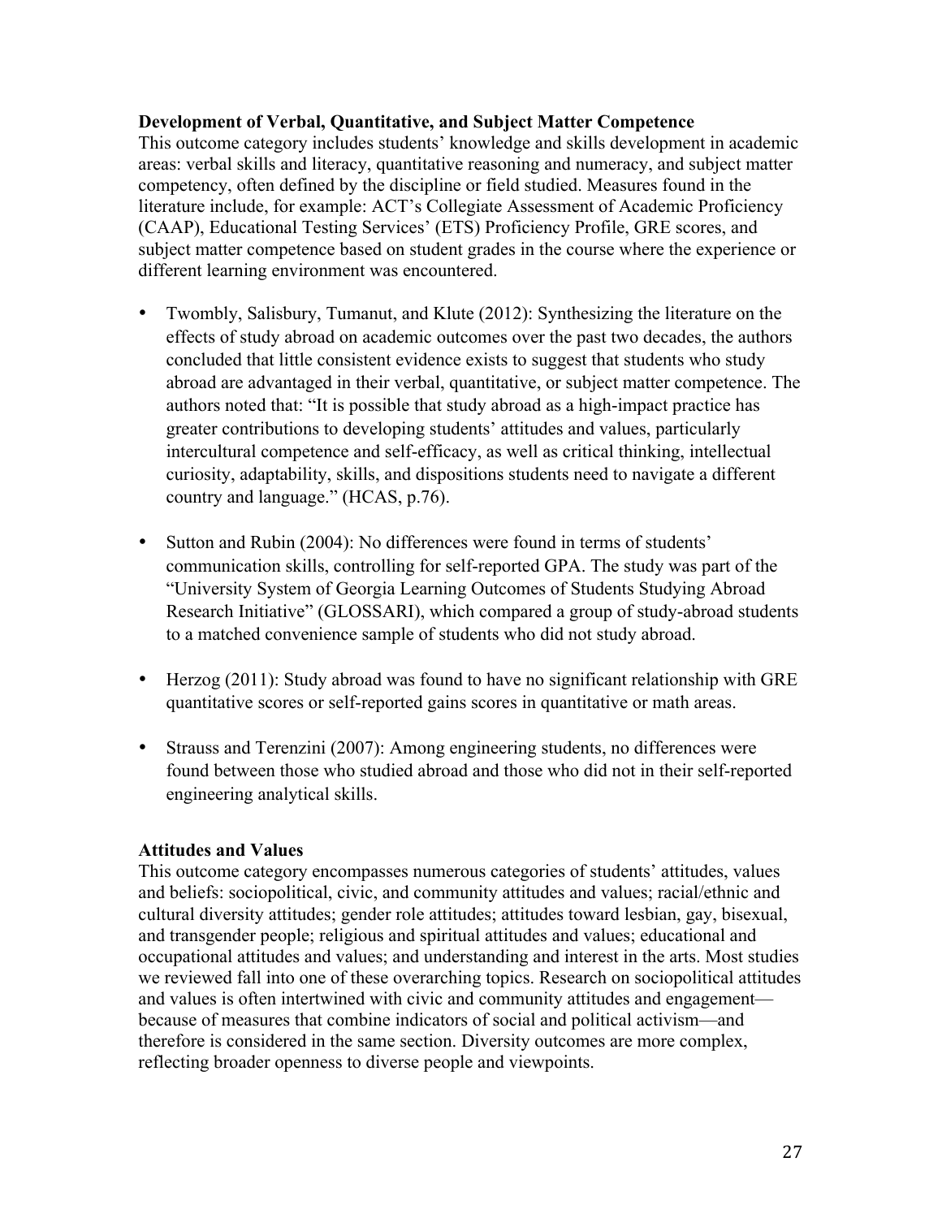**Development of Verbal, Quantitative, and Subject Matter Competence**

This outcome category includes students' knowledge and skills development in academic areas: verbal skills and literacy, quantitative reasoning and numeracy, and subject matter competency, often defined by the discipline or field studied. Measures found in the literature include, for example: ACT's Collegiate Assessment of Academic Proficiency (CAAP), Educational Testing Services' (ETS) Proficiency Profile, GRE scores, and subject matter competence based on student grades in the course where the experience or different learning environment was encountered.

- Twombly, Salisbury, Tumanut, and Klute (2012): Synthesizing the literature on the effects of study abroad on academic outcomes over the past two decades, the authors concluded that little consistent evidence exists to suggest that students who study abroad are advantaged in their verbal, quantitative, or subject matter competence. The authors noted that: "It is possible that study abroad as a high-impact practice has greater contributions to developing students' attitudes and values, particularly intercultural competence and self-efficacy, as well as critical thinking, intellectual curiosity, adaptability, skills, and dispositions students need to navigate a different country and language." (HCAS, p.76).

- Sutton and Rubin (2004): No differences were found in terms of students' communication skills, controlling for self-reported GPA. The study was part of the "University System of Georgia Learning Outcomes of Students Studying Abroad Research Initiative" (GLOSSARI), which compared a group of study-abroad students to a matched convenience sample of students who did not study abroad.

- Herzog (2011): Study abroad was found to have no significant relationship with GRE quantitative scores or self-reported gains scores in quantitative or math areas.

- Strauss and Terenzini (2007): Among engineering students, no differences were found between those who studied abroad and those who did not in their self-reported engineering analytical skills.

**Attitudes and Values**

This outcome category encompasses numerous categories of students' attitudes, values and beliefs: sociopolitical, civic, and community attitudes and values; racial/ethnic and cultural diversity attitudes; gender role attitudes; attitudes toward lesbian, gay, bisexual, and transgender people; religious and spiritual attitudes and values; educational and occupational attitudes and values; and understanding and interest in the arts. Most studies we reviewed fall into one of these overarching topics. Research on sociopolitical attitudes and values is often intertwined with civic and community attitudes and engagement—because of measures that combine indicators of social and political activism—and therefore is considered in the same section. Diversity outcomes are more complex, reflecting broader openness to diverse people and viewpoints.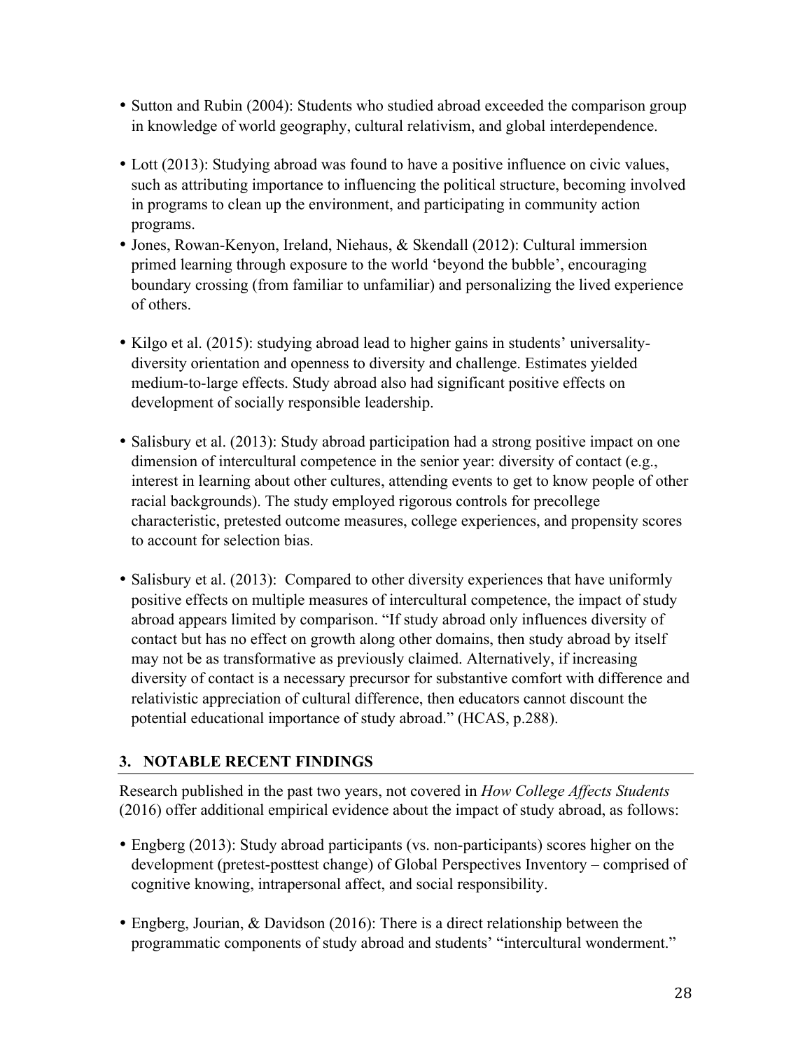- Sutton and Rubin (2004): Students who studied abroad exceeded the comparison group in knowledge of world geography, cultural relativism, and global interdependence.

- Lott (2013): Studying abroad was found to have a positive influence on civic values, such as attributing importance to influencing the political structure, becoming involved in programs to clean up the environment, and participating in community action programs.
- Jones, Rowan-Kenyon, Ireland, Niehaus, & Skendall (2012): Cultural immersion primed learning through exposure to the world 'beyond the bubble', encouraging boundary crossing (from familiar to unfamiliar) and personalizing the lived experience of others.

- Kilgo et al. (2015): studying abroad lead to higher gains in students' universality-diversity orientation and openness to diversity and challenge. Estimates yielded medium-to-large effects. Study abroad also had significant positive effects on development of socially responsible leadership.

- Salisbury et al. (2013): Study abroad participation had a strong positive impact on one dimension of intercultural competence in the senior year: diversity of contact (e.g., interest in learning about other cultures, attending events to get to know people of other racial backgrounds). The study employed rigorous controls for precollege characteristic, pretested outcome measures, college experiences, and propensity scores to account for selection bias.

- Salisbury et al. (2013): Compared to other diversity experiences that have uniformly positive effects on multiple measures of intercultural competence, the impact of study abroad appears limited by comparison. "If study abroad only influences diversity of contact but has no effect on growth along other domains, then study abroad by itself may not be as transformative as previously claimed. Alternatively, if increasing diversity of contact is a necessary precursor for substantive comfort with difference and relativistic appreciation of cultural difference, then educators cannot discount the potential educational importance of study abroad." (HCAS, p.288).

## 3. NOTABLE RECENT FINDINGS

Research published in the past two years, not covered in *How College Affects Students* (2016) offer additional empirical evidence about the impact of study abroad, as follows:

- Engberg (2013): Study abroad participants (vs. non-participants) scores higher on the development (pretest-posttest change) of Global Perspectives Inventory – comprised of cognitive knowing, intrapersonal affect, and social responsibility.

- Engberg, Jourian, & Davidson (2016): There is a direct relationship between the programmatic components of study abroad and students' "intercultural wonderment."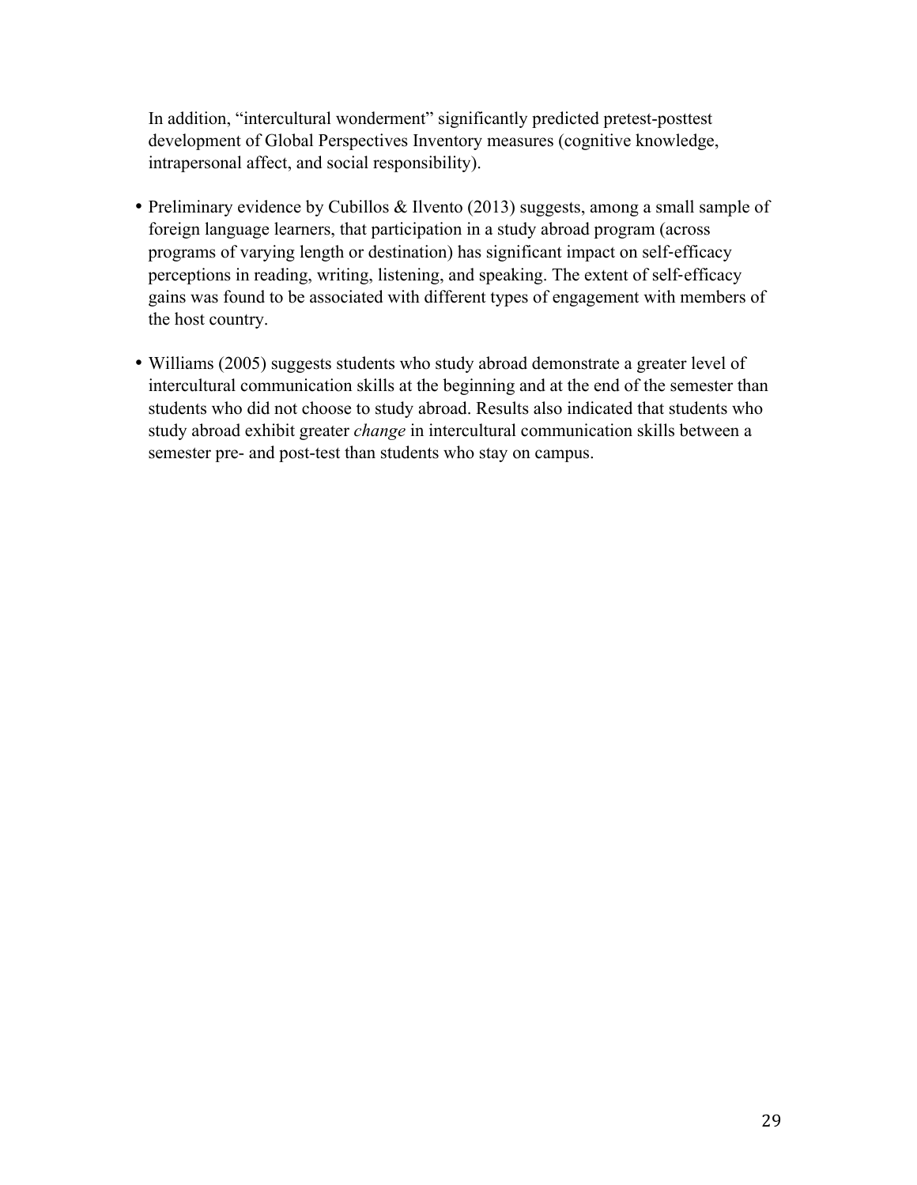In addition, “intercultural wonderment” significantly predicted pretest-posttest development of Global Perspectives Inventory measures (cognitive knowledge, intrapersonal affect, and social responsibility).

- Preliminary evidence by Cubillos & Ilvento (2013) suggests, among a small sample of foreign language learners, that participation in a study abroad program (across programs of varying length or destination) has significant impact on self-efficacy perceptions in reading, writing, listening, and speaking. The extent of self-efficacy gains was found to be associated with different types of engagement with members of the host country.

- Williams (2005) suggests students who study abroad demonstrate a greater level of intercultural communication skills at the beginning and at the end of the semester than students who did not choose to study abroad. Results also indicated that students who study abroad exhibit greater *change* in intercultural communication skills between a semester pre- and post-test than students who stay on campus.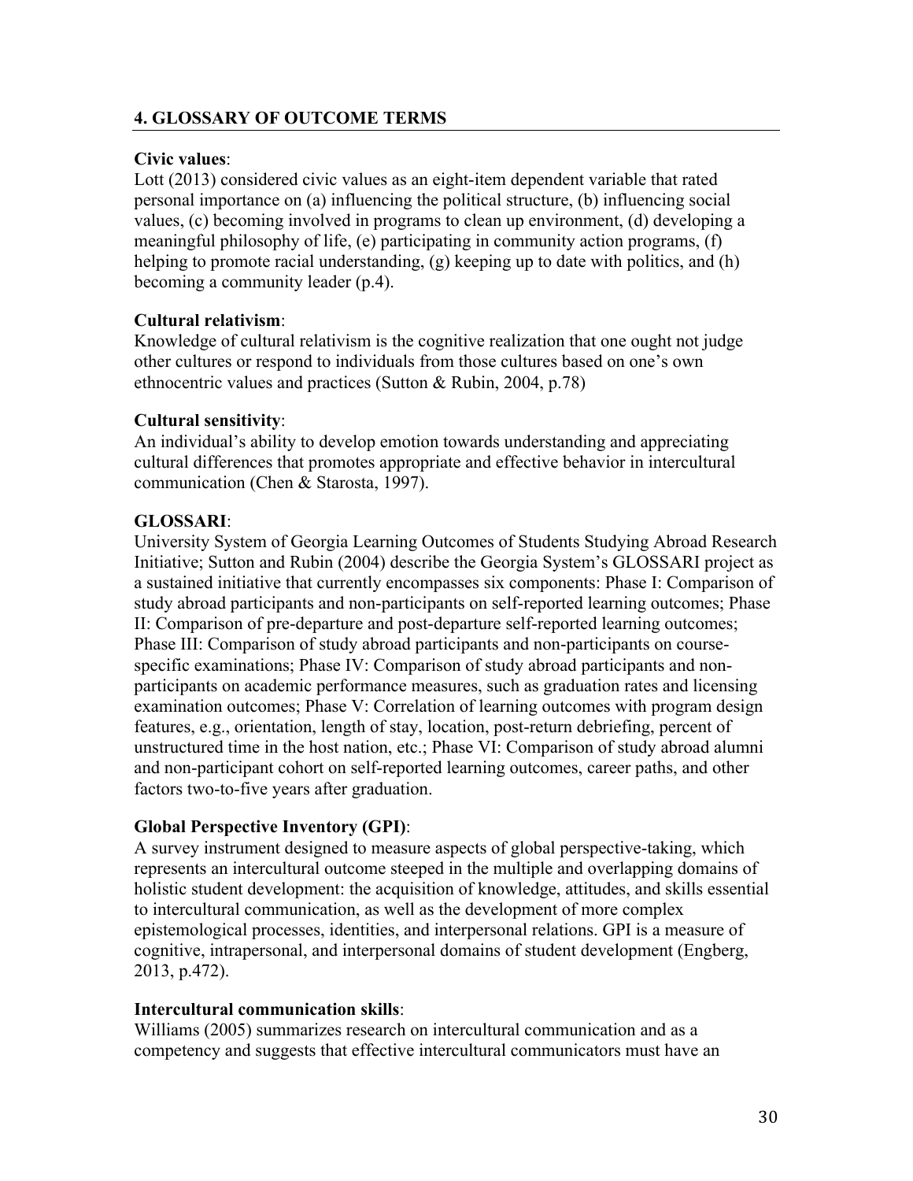## 4. GLOSSARY OF OUTCOME TERMS

**Civic values**:
Lott (2013) considered civic values as an eight-item dependent variable that rated personal importance on (a) influencing the political structure, (b) influencing social values, (c) becoming involved in programs to clean up environment, (d) developing a meaningful philosophy of life, (e) participating in community action programs, (f) helping to promote racial understanding, (g) keeping up to date with politics, and (h) becoming a community leader (p.4).

**Cultural relativism**:
Knowledge of cultural relativism is the cognitive realization that one ought not judge other cultures or respond to individuals from those cultures based on one's own ethnocentric values and practices (Sutton & Rubin, 2004, p.78)

**Cultural sensitivity**:
An individual's ability to develop emotion towards understanding and appreciating cultural differences that promotes appropriate and effective behavior in intercultural communication (Chen & Starosta, 1997).

**GLOSSARI**:
University System of Georgia Learning Outcomes of Students Studying Abroad Research Initiative; Sutton and Rubin (2004) describe the Georgia System's GLOSSARI project as a sustained initiative that currently encompasses six components: Phase I: Comparison of study abroad participants and non-participants on self-reported learning outcomes; Phase II: Comparison of pre-departure and post-departure self-reported learning outcomes; Phase III: Comparison of study abroad participants and non-participants on course-specific examinations; Phase IV: Comparison of study abroad participants and non-participants on academic performance measures, such as graduation rates and licensing examination outcomes; Phase V: Correlation of learning outcomes with program design features, e.g., orientation, length of stay, location, post-return debriefing, percent of unstructured time in the host nation, etc.; Phase VI: Comparison of study abroad alumni and non-participant cohort on self-reported learning outcomes, career paths, and other factors two-to-five years after graduation.

**Global Perspective Inventory (GPI)**:
A survey instrument designed to measure aspects of global perspective-taking, which represents an intercultural outcome steeped in the multiple and overlapping domains of holistic student development: the acquisition of knowledge, attitudes, and skills essential to intercultural communication, as well as the development of more complex epistemological processes, identities, and interpersonal relations. GPI is a measure of cognitive, intrapersonal, and interpersonal domains of student development (Engberg, 2013, p.472).

**Intercultural communication skills**:
Williams (2005) summarizes research on intercultural communication and as a competency and suggests that effective intercultural communicators must have an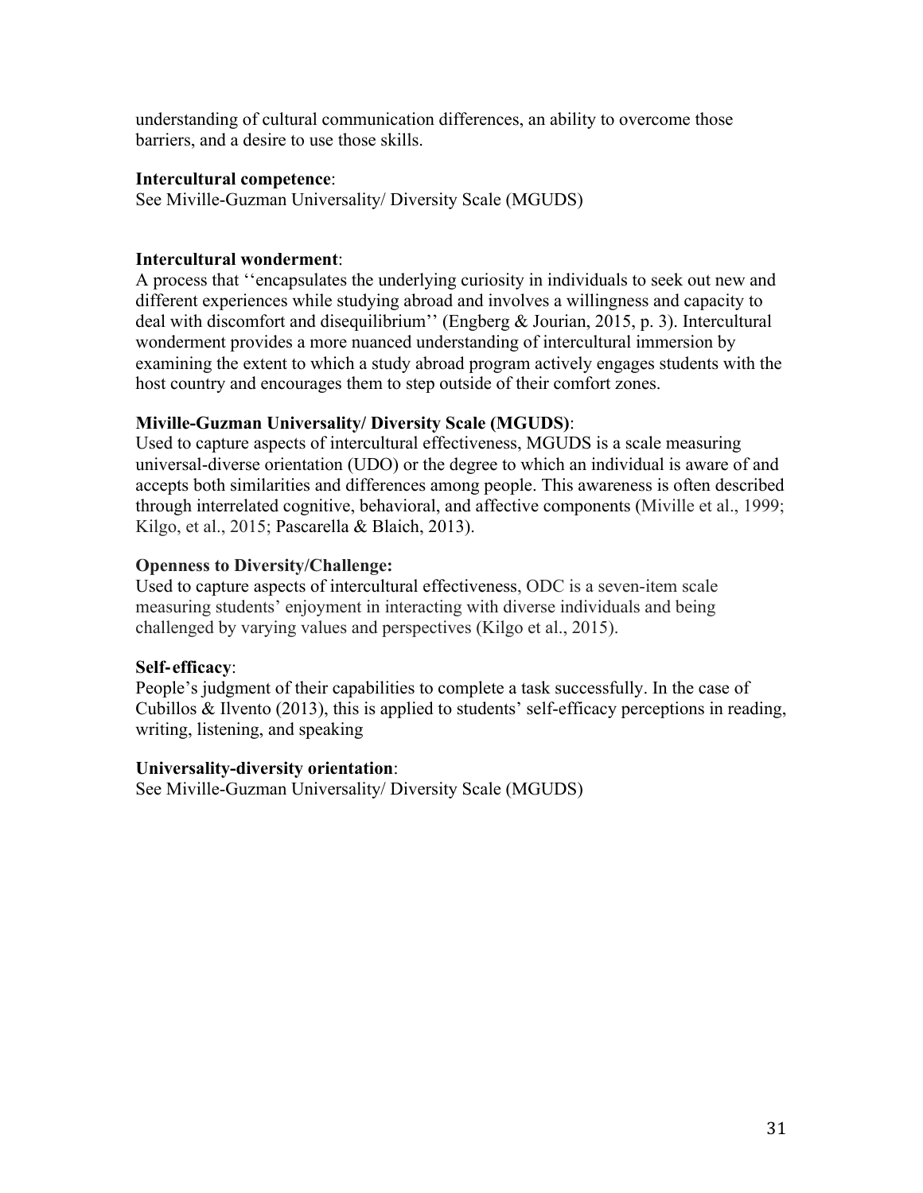understanding of cultural communication differences, an ability to overcome those barriers, and a desire to use those skills.

**Intercultural competence**:
See Miville-Guzman Universality/ Diversity Scale (MGUDS)

**Intercultural wonderment**:
A process that ''encapsulates the underlying curiosity in individuals to seek out new and different experiences while studying abroad and involves a willingness and capacity to deal with discomfort and disequilibrium'' (Engberg & Jourian, 2015, p. 3). Intercultural wonderment provides a more nuanced understanding of intercultural immersion by examining the extent to which a study abroad program actively engages students with the host country and encourages them to step outside of their comfort zones.

**Miville-Guzman Universality/ Diversity Scale (MGUDS)**:
Used to capture aspects of intercultural effectiveness, MGUDS is a scale measuring universal-diverse orientation (UDO) or the degree to which an individual is aware of and accepts both similarities and differences among people. This awareness is often described through interrelated cognitive, behavioral, and affective components (Miville et al., 1999; Kilgo, et al., 2015; Pascarella & Blaich, 2013).

**Openness to Diversity/Challenge:**
Used to capture aspects of intercultural effectiveness, ODC is a seven-item scale measuring students' enjoyment in interacting with diverse individuals and being challenged by varying values and perspectives (Kilgo et al., 2015).

**Self-efficacy**:
People's judgment of their capabilities to complete a task successfully. In the case of Cubillos & Ilvento (2013), this is applied to students' self-efficacy perceptions in reading, writing, listening, and speaking

**Universality-diversity orientation**:
See Miville-Guzman Universality/ Diversity Scale (MGUDS)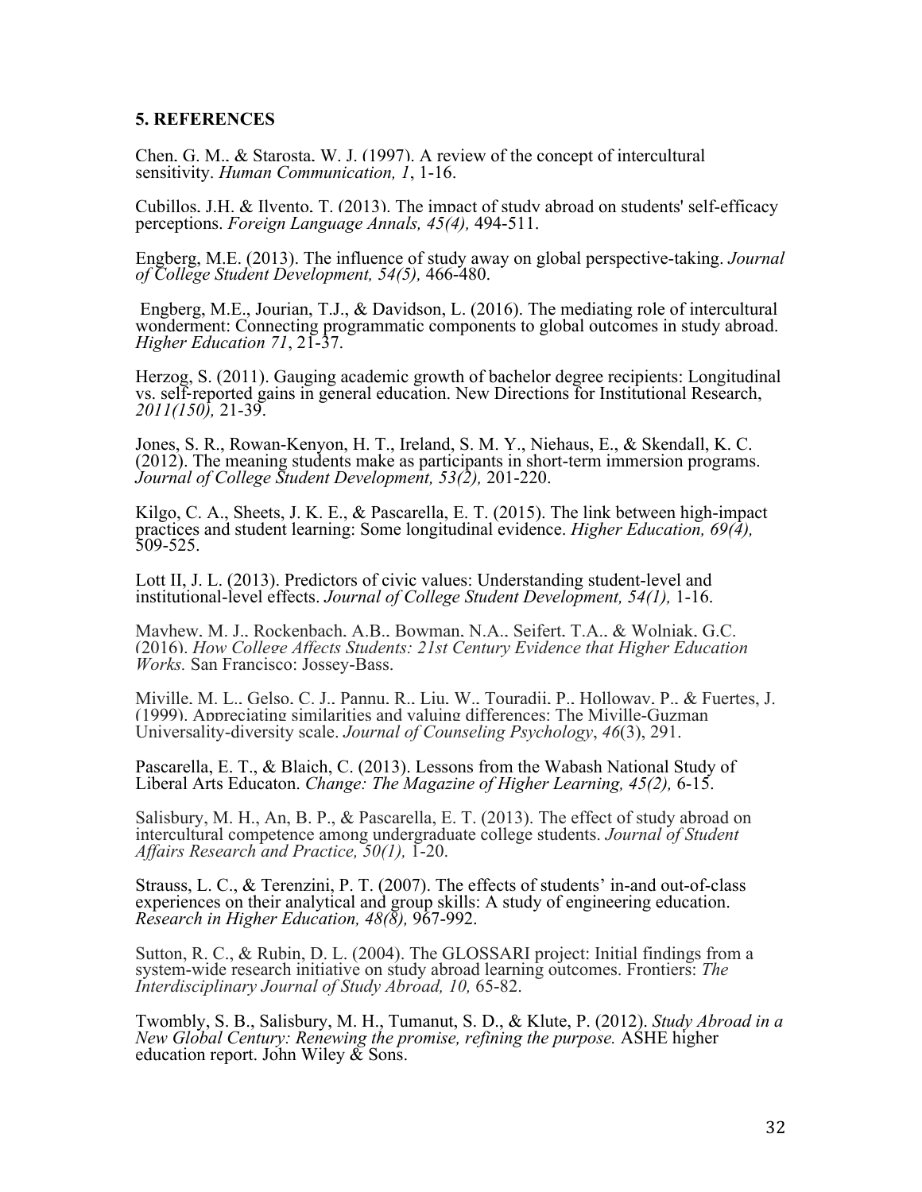**5. REFERENCES**

Chen, G. M., & Starosta, W. J. (1997). A review of the concept of intercultural sensitivity. *Human Communication, 1*, 1-16.

Cubillos, J.H. & Ilvento, T. (2013). The impact of study abroad on students' self-efficacy perceptions. *Foreign Language Annals, 45(4),* 494-511.

Engberg, M.E. (2013). The influence of study away on global perspective-taking. *Journal of College Student Development, 54(5),* 466-480.

Engberg, M.E., Jourian, T.J., & Davidson, L. (2016). The mediating role of intercultural wonderment: Connecting programmatic components to global outcomes in study abroad. *Higher Education 71*, 21-37.

Herzog, S. (2011). Gauging academic growth of bachelor degree recipients: Longitudinal vs. self-reported gains in general education. New Directions for Institutional Research, *2011(150),* 21-39.

Jones, S. R., Rowan-Kenyon, H. T., Ireland, S. M. Y., Niehaus, E., & Skendall, K. C. (2012). The meaning students make as participants in short-term immersion programs. *Journal of College Student Development, 53(2),* 201-220.

Kilgo, C. A., Sheets, J. K. E., & Pascarella, E. T. (2015). The link between high-impact practices and student learning: Some longitudinal evidence. *Higher Education, 69(4),* 509-525.

Lott II, J. L. (2013). Predictors of civic values: Understanding student-level and institutional-level effects. *Journal of College Student Development, 54(1),* 1-16.

Mayhew, M. J., Rockenbach, A.B., Bowman, N.A., Seifert, T.A., & Wolniak, G.C. (2016). *How College Affects Students: 21st Century Evidence that Higher Education Works.* San Francisco: Jossey-Bass.

Miville, M. L., Gelso, C. J., Pannu, R., Liu, W., Touradji, P., Holloway, P., & Fuertes, J. (1999). Appreciating similarities and valuing differences: The Miville-Guzman Universality-diversity scale. *Journal of Counseling Psychology*, *46*(3), 291.

Pascarella, E. T., & Blaich, C. (2013). Lessons from the Wabash National Study of Liberal Arts Educaton. *Change: The Magazine of Higher Learning, 45(2),* 6-15.

Salisbury, M. H., An, B. P., & Pascarella, E. T. (2013). The effect of study abroad on intercultural competence among undergraduate college students. *Journal of Student Affairs Research and Practice, 50(1),* 1-20.

Strauss, L. C., & Terenzini, P. T. (2007). The effects of students' in-and out-of-class experiences on their analytical and group skills: A study of engineering education. *Research in Higher Education, 48(8),* 967-992.

Sutton, R. C., & Rubin, D. L. (2004). The GLOSSARI project: Initial findings from a system-wide research initiative on study abroad learning outcomes. Frontiers: *The Interdisciplinary Journal of Study Abroad, 10,* 65-82.

Twombly, S. B., Salisbury, M. H., Tumanut, S. D., & Klute, P. (2012). *Study Abroad in a New Global Century: Renewing the promise, refining the purpose.* ASHE higher education report. John Wiley & Sons.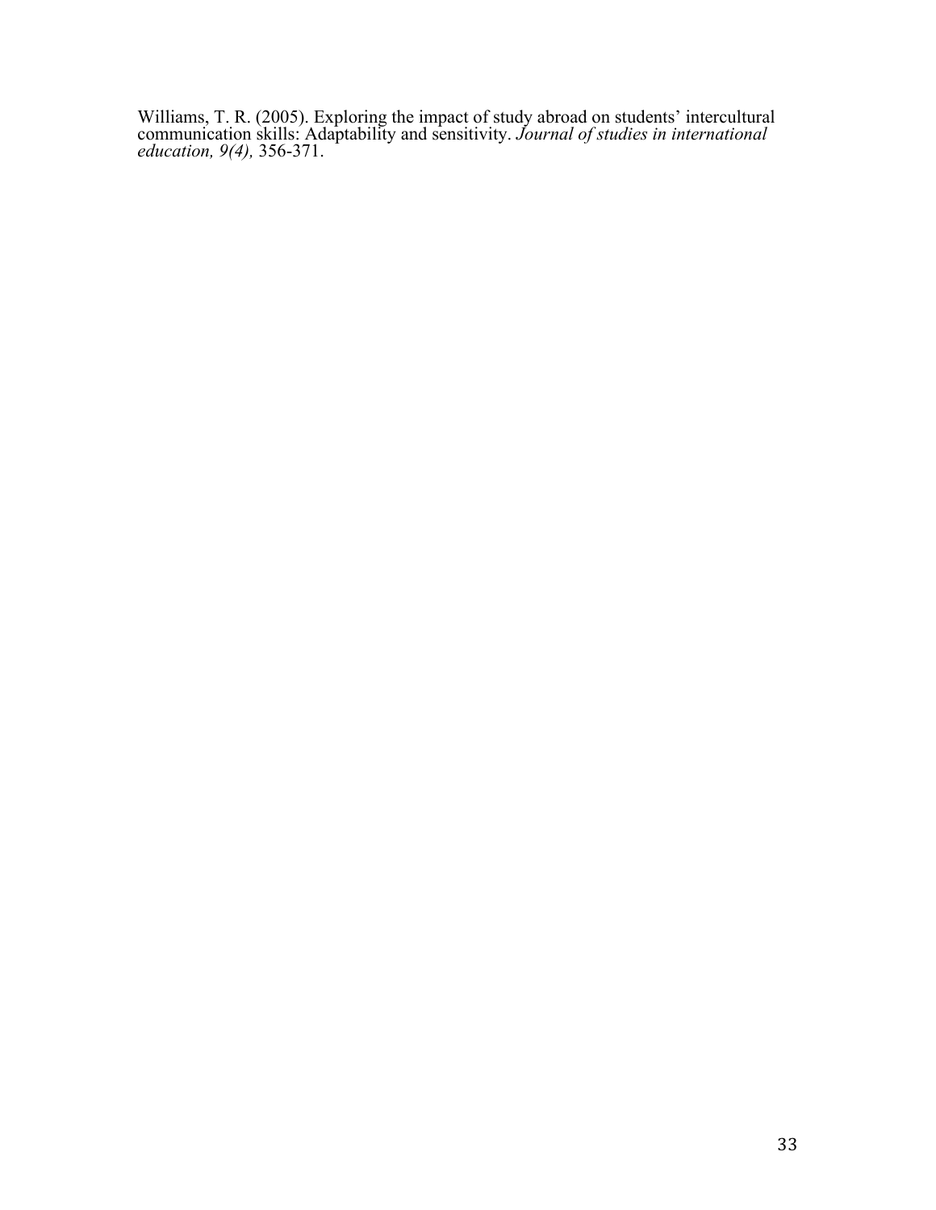Williams, T. R. (2005). Exploring the impact of study abroad on students' intercultural communication skills: Adaptability and sensitivity. *Journal of studies in international education, 9(4),* 356-371.